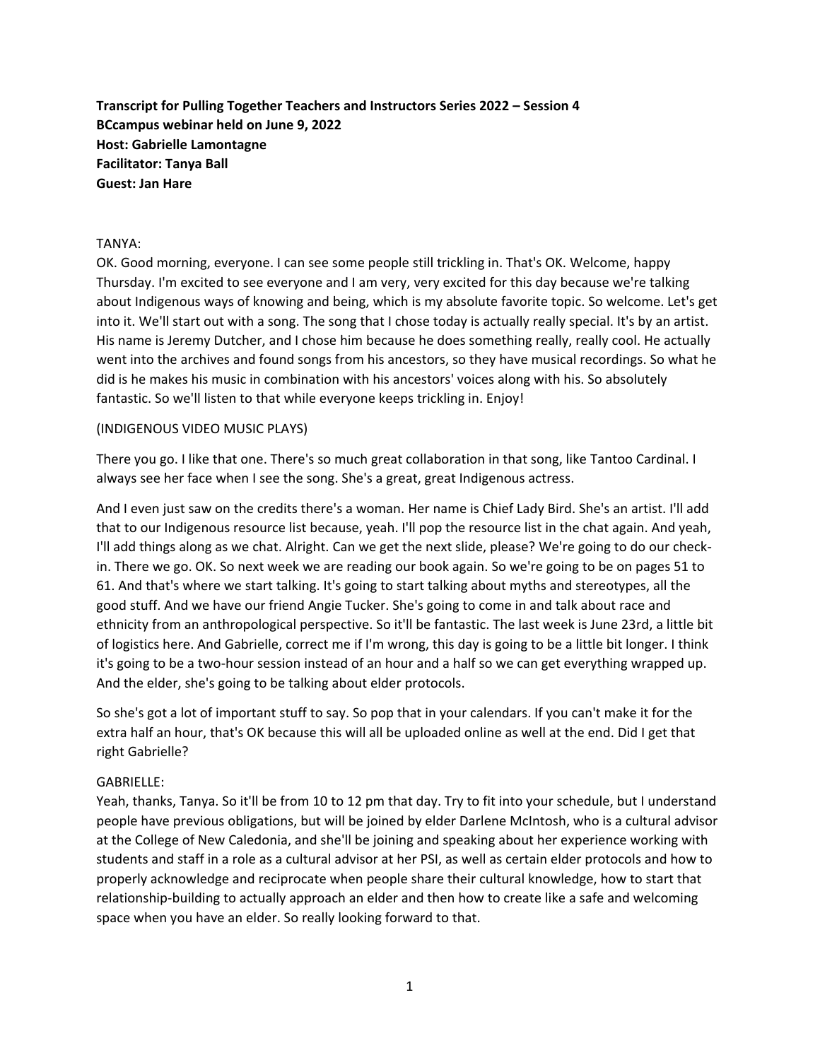**Transcript for Pulling Together Teachers and Instructors Series 2022 – Session 4**
**BCcampus webinar held on June 9, 2022**
**Host: Gabrielle Lamontagne**
**Facilitator: Tanya Ball**
**Guest: Jan Hare**

TANYA:
OK. Good morning, everyone. I can see some people still trickling in. That's OK. Welcome, happy Thursday. I'm excited to see everyone and I am very, very excited for this day because we're talking about Indigenous ways of knowing and being, which is my absolute favorite topic. So welcome. Let's get into it. We'll start out with a song. The song that I chose today is actually really special. It's by an artist. His name is Jeremy Dutcher, and I chose him because he does something really, really cool. He actually went into the archives and found songs from his ancestors, so they have musical recordings. So what he did is he makes his music in combination with his ancestors' voices along with his. So absolutely fantastic. So we'll listen to that while everyone keeps trickling in. Enjoy!

(INDIGENOUS VIDEO MUSIC PLAYS)

There you go. I like that one. There's so much great collaboration in that song, like Tantoo Cardinal. I always see her face when I see the song. She's a great, great Indigenous actress.

And I even just saw on the credits there's a woman. Her name is Chief Lady Bird. She's an artist. I'll add that to our Indigenous resource list because, yeah. I'll pop the resource list in the chat again. And yeah, I'll add things along as we chat. Alright. Can we get the next slide, please? We're going to do our check-in. There we go. OK. So next week we are reading our book again. So we're going to be on pages 51 to 61. And that's where we start talking. It's going to start talking about myths and stereotypes, all the good stuff. And we have our friend Angie Tucker. She's going to come in and talk about race and ethnicity from an anthropological perspective. So it'll be fantastic. The last week is June 23rd, a little bit of logistics here. And Gabrielle, correct me if I'm wrong, this day is going to be a little bit longer. I think it's going to be a two-hour session instead of an hour and a half so we can get everything wrapped up. And the elder, she's going to be talking about elder protocols.

So she's got a lot of important stuff to say. So pop that in your calendars. If you can't make it for the extra half an hour, that's OK because this will all be uploaded online as well at the end. Did I get that right Gabrielle?

GABRIELLE:
Yeah, thanks, Tanya. So it'll be from 10 to 12 pm that day. Try to fit into your schedule, but I understand people have previous obligations, but will be joined by elder Darlene McIntosh, who is a cultural advisor at the College of New Caledonia, and she'll be joining and speaking about her experience working with students and staff in a role as a cultural advisor at her PSI, as well as certain elder protocols and how to properly acknowledge and reciprocate when people share their cultural knowledge, how to start that relationship-building to actually approach an elder and then how to create like a safe and welcoming space when you have an elder. So really looking forward to that.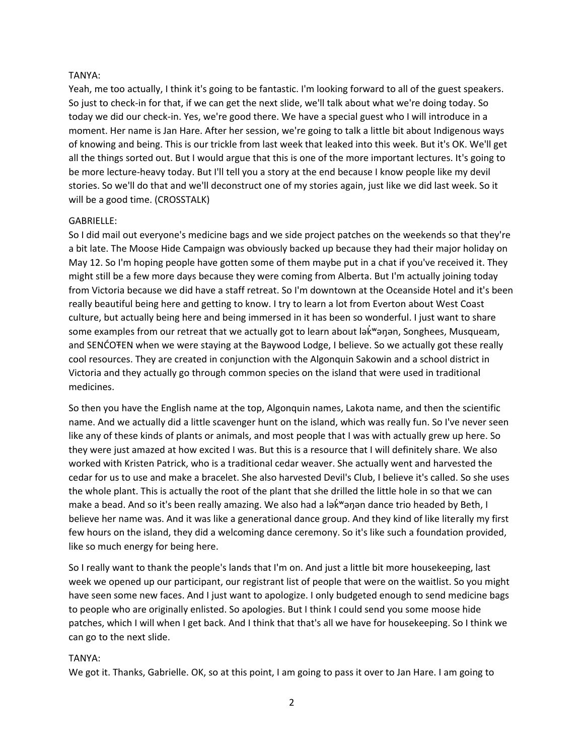TANYA:

Yeah, me too actually, I think it's going to be fantastic. I'm looking forward to all of the guest speakers. So just to check-in for that, if we can get the next slide, we'll talk about what we're doing today. So today we did our check-in. Yes, we're good there. We have a special guest who I will introduce in a moment. Her name is Jan Hare. After her session, we're going to talk a little bit about Indigenous ways of knowing and being. This is our trickle from last week that leaked into this week. But it's OK. We'll get all the things sorted out. But I would argue that this is one of the more important lectures. It's going to be more lecture-heavy today. But I'll tell you a story at the end because I know people like my devil stories. So we'll do that and we'll deconstruct one of my stories again, just like we did last week. So it will be a good time. (CROSSTALK)

GABRIELLE:

So I did mail out everyone's medicine bags and we side project patches on the weekends so that they're a bit late. The Moose Hide Campaign was obviously backed up because they had their major holiday on May 12. So I'm hoping people have gotten some of them maybe put in a chat if you've received it. They might still be a few more days because they were coming from Alberta. But I'm actually joining today from Victoria because we did have a staff retreat. So I'm downtown at the Oceanside Hotel and it's been really beautiful being here and getting to know. I try to learn a lot from Everton about West Coast culture, but actually being here and being immersed in it has been so wonderful. I just want to share some examples from our retreat that we actually got to learn about lək̓ʷəŋən, Songhees, Musqueam, and SENĆOŦEN when we were staying at the Baywood Lodge, I believe. So we actually got these really cool resources. They are created in conjunction with the Algonquin Sakowin and a school district in Victoria and they actually go through common species on the island that were used in traditional medicines.

So then you have the English name at the top, Algonquin names, Lakota name, and then the scientific name. And we actually did a little scavenger hunt on the island, which was really fun. So I've never seen like any of these kinds of plants or animals, and most people that I was with actually grew up here. So they were just amazed at how excited I was. But this is a resource that I will definitely share. We also worked with Kristen Patrick, who is a traditional cedar weaver. She actually went and harvested the cedar for us to use and make a bracelet. She also harvested Devil's Club, I believe it's called. So she uses the whole plant. This is actually the root of the plant that she drilled the little hole in so that we can make a bead. And so it's been really amazing. We also had a lək̓ʷəŋən dance trio headed by Beth, I believe her name was. And it was like a generational dance group. And they kind of like literally my first few hours on the island, they did a welcoming dance ceremony. So it's like such a foundation provided, like so much energy for being here.

So I really want to thank the people's lands that I'm on. And just a little bit more housekeeping, last week we opened up our participant, our registrant list of people that were on the waitlist. So you might have seen some new faces. And I just want to apologize. I only budgeted enough to send medicine bags to people who are originally enlisted. So apologies. But I think I could send you some moose hide patches, which I will when I get back. And I think that that's all we have for housekeeping. So I think we can go to the next slide.

TANYA:

We got it. Thanks, Gabrielle. OK, so at this point, I am going to pass it over to Jan Hare. I am going to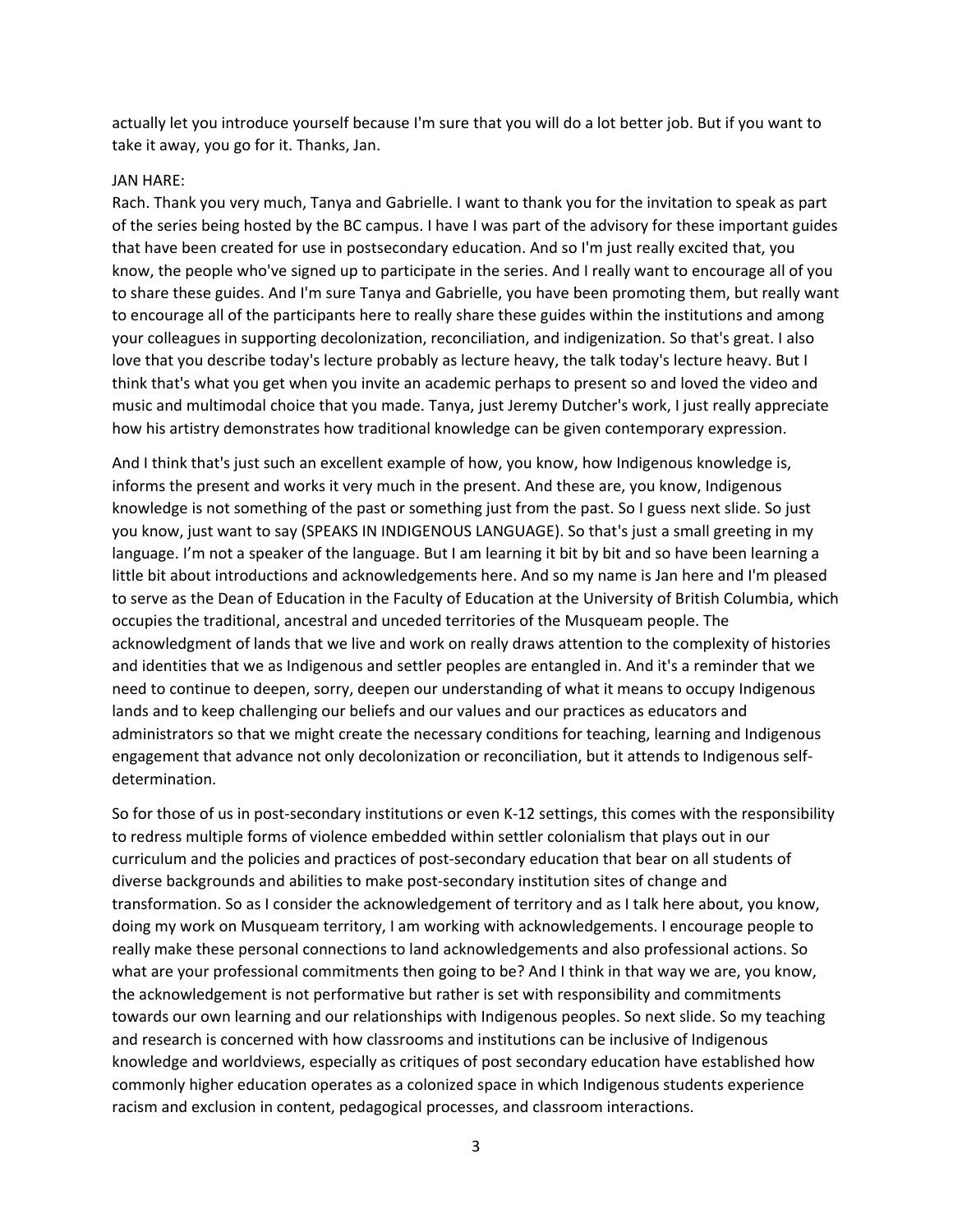actually let you introduce yourself because I'm sure that you will do a lot better job. But if you want to take it away, you go for it. Thanks, Jan.

JAN HARE:

Rach. Thank you very much, Tanya and Gabrielle. I want to thank you for the invitation to speak as part of the series being hosted by the BC campus. I have I was part of the advisory for these important guides that have been created for use in postsecondary education. And so I'm just really excited that, you know, the people who've signed up to participate in the series. And I really want to encourage all of you to share these guides. And I'm sure Tanya and Gabrielle, you have been promoting them, but really want to encourage all of the participants here to really share these guides within the institutions and among your colleagues in supporting decolonization, reconciliation, and indigenization. So that's great. I also love that you describe today's lecture probably as lecture heavy, the talk today's lecture heavy. But I think that's what you get when you invite an academic perhaps to present so and loved the video and music and multimodal choice that you made. Tanya, just Jeremy Dutcher's work, I just really appreciate how his artistry demonstrates how traditional knowledge can be given contemporary expression.

And I think that's just such an excellent example of how, you know, how Indigenous knowledge is, informs the present and works it very much in the present. And these are, you know, Indigenous knowledge is not something of the past or something just from the past. So I guess next slide. So just you know, just want to say (SPEAKS IN INDIGENOUS LANGUAGE). So that's just a small greeting in my language. I'm not a speaker of the language. But I am learning it bit by bit and so have been learning a little bit about introductions and acknowledgements here. And so my name is Jan here and I'm pleased to serve as the Dean of Education in the Faculty of Education at the University of British Columbia, which occupies the traditional, ancestral and unceded territories of the Musqueam people. The acknowledgment of lands that we live and work on really draws attention to the complexity of histories and identities that we as Indigenous and settler peoples are entangled in. And it's a reminder that we need to continue to deepen, sorry, deepen our understanding of what it means to occupy Indigenous lands and to keep challenging our beliefs and our values and our practices as educators and administrators so that we might create the necessary conditions for teaching, learning and Indigenous engagement that advance not only decolonization or reconciliation, but it attends to Indigenous self-determination.

So for those of us in post-secondary institutions or even K-12 settings, this comes with the responsibility to redress multiple forms of violence embedded within settler colonialism that plays out in our curriculum and the policies and practices of post-secondary education that bear on all students of diverse backgrounds and abilities to make post-secondary institution sites of change and transformation. So as I consider the acknowledgement of territory and as I talk here about, you know, doing my work on Musqueam territory, I am working with acknowledgements. I encourage people to really make these personal connections to land acknowledgements and also professional actions. So what are your professional commitments then going to be? And I think in that way we are, you know, the acknowledgement is not performative but rather is set with responsibility and commitments towards our own learning and our relationships with Indigenous peoples. So next slide. So my teaching and research is concerned with how classrooms and institutions can be inclusive of Indigenous knowledge and worldviews, especially as critiques of post secondary education have established how commonly higher education operates as a colonized space in which Indigenous students experience racism and exclusion in content, pedagogical processes, and classroom interactions.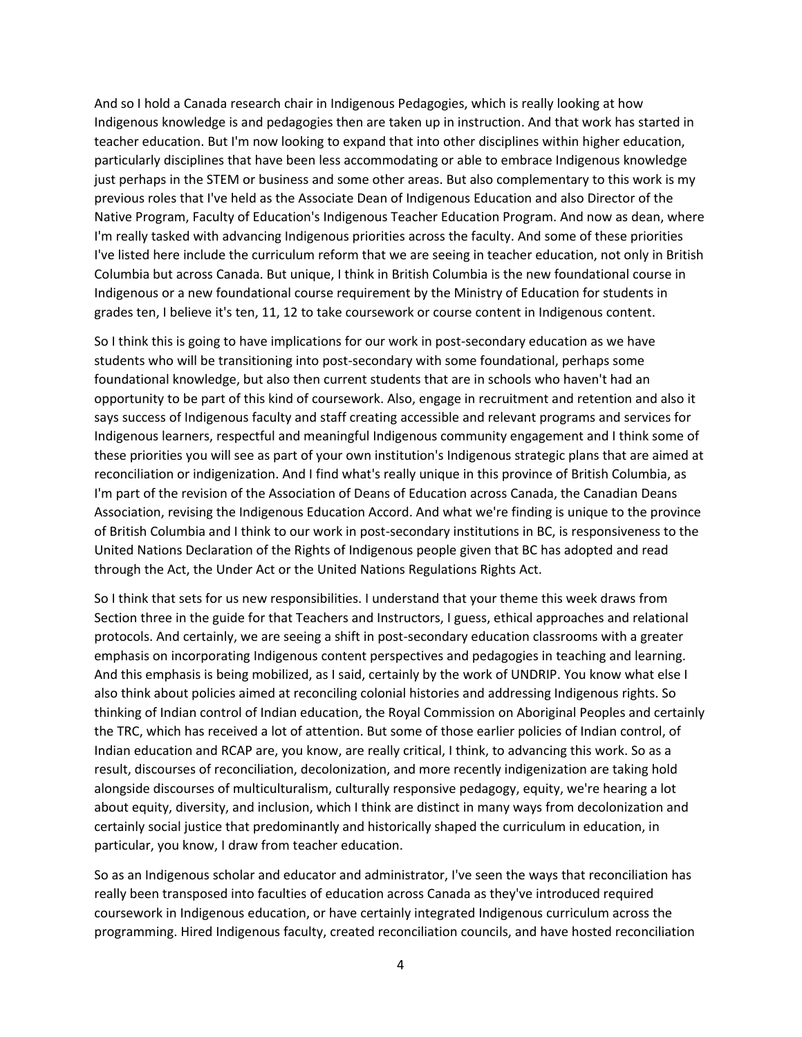And so I hold a Canada research chair in Indigenous Pedagogies, which is really looking at how Indigenous knowledge is and pedagogies then are taken up in instruction. And that work has started in teacher education. But I'm now looking to expand that into other disciplines within higher education, particularly disciplines that have been less accommodating or able to embrace Indigenous knowledge just perhaps in the STEM or business and some other areas. But also complementary to this work is my previous roles that I've held as the Associate Dean of Indigenous Education and also Director of the Native Program, Faculty of Education's Indigenous Teacher Education Program. And now as dean, where I'm really tasked with advancing Indigenous priorities across the faculty. And some of these priorities I've listed here include the curriculum reform that we are seeing in teacher education, not only in British Columbia but across Canada. But unique, I think in British Columbia is the new foundational course in Indigenous or a new foundational course requirement by the Ministry of Education for students in grades ten, I believe it's ten, 11, 12 to take coursework or course content in Indigenous content.

So I think this is going to have implications for our work in post-secondary education as we have students who will be transitioning into post-secondary with some foundational, perhaps some foundational knowledge, but also then current students that are in schools who haven't had an opportunity to be part of this kind of coursework. Also, engage in recruitment and retention and also it says success of Indigenous faculty and staff creating accessible and relevant programs and services for Indigenous learners, respectful and meaningful Indigenous community engagement and I think some of these priorities you will see as part of your own institution's Indigenous strategic plans that are aimed at reconciliation or indigenization. And I find what's really unique in this province of British Columbia, as I'm part of the revision of the Association of Deans of Education across Canada, the Canadian Deans Association, revising the Indigenous Education Accord. And what we're finding is unique to the province of British Columbia and I think to our work in post-secondary institutions in BC, is responsiveness to the United Nations Declaration of the Rights of Indigenous people given that BC has adopted and read through the Act, the Under Act or the United Nations Regulations Rights Act.

So I think that sets for us new responsibilities. I understand that your theme this week draws from Section three in the guide for that Teachers and Instructors, I guess, ethical approaches and relational protocols. And certainly, we are seeing a shift in post-secondary education classrooms with a greater emphasis on incorporating Indigenous content perspectives and pedagogies in teaching and learning. And this emphasis is being mobilized, as I said, certainly by the work of UNDRIP. You know what else I also think about policies aimed at reconciling colonial histories and addressing Indigenous rights. So thinking of Indian control of Indian education, the Royal Commission on Aboriginal Peoples and certainly the TRC, which has received a lot of attention. But some of those earlier policies of Indian control, of Indian education and RCAP are, you know, are really critical, I think, to advancing this work. So as a result, discourses of reconciliation, decolonization, and more recently indigenization are taking hold alongside discourses of multiculturalism, culturally responsive pedagogy, equity, we're hearing a lot about equity, diversity, and inclusion, which I think are distinct in many ways from decolonization and certainly social justice that predominantly and historically shaped the curriculum in education, in particular, you know, I draw from teacher education.

So as an Indigenous scholar and educator and administrator, I've seen the ways that reconciliation has really been transposed into faculties of education across Canada as they've introduced required coursework in Indigenous education, or have certainly integrated Indigenous curriculum across the programming. Hired Indigenous faculty, created reconciliation councils, and have hosted reconciliation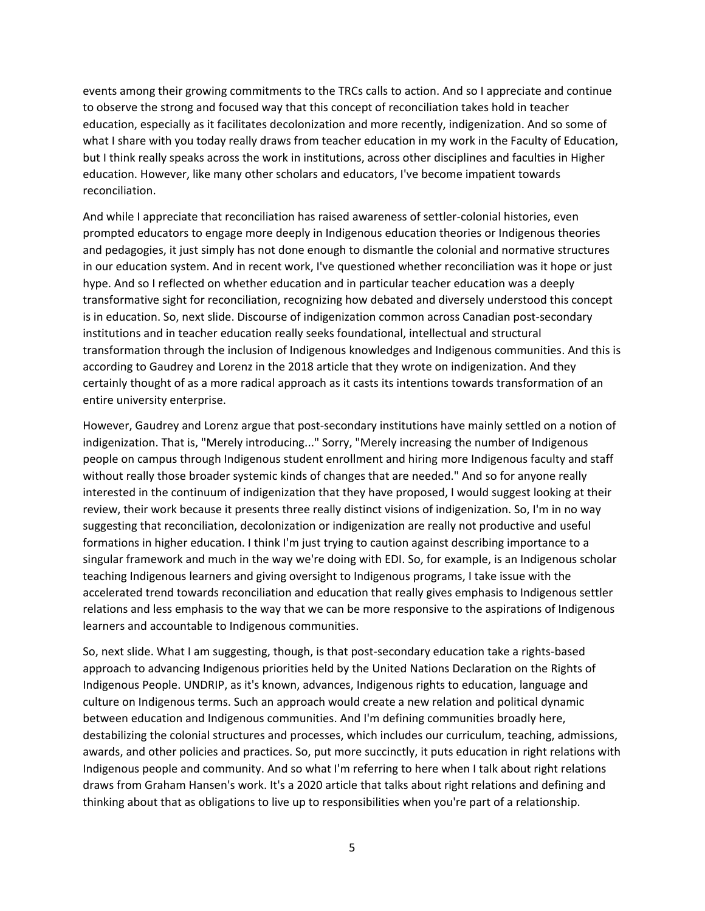events among their growing commitments to the TRCs calls to action. And so I appreciate and continue to observe the strong and focused way that this concept of reconciliation takes hold in teacher education, especially as it facilitates decolonization and more recently, indigenization. And so some of what I share with you today really draws from teacher education in my work in the Faculty of Education, but I think really speaks across the work in institutions, across other disciplines and faculties in Higher education. However, like many other scholars and educators, I've become impatient towards reconciliation.

And while I appreciate that reconciliation has raised awareness of settler-colonial histories, even prompted educators to engage more deeply in Indigenous education theories or Indigenous theories and pedagogies, it just simply has not done enough to dismantle the colonial and normative structures in our education system. And in recent work, I've questioned whether reconciliation was it hope or just hype. And so I reflected on whether education and in particular teacher education was a deeply transformative sight for reconciliation, recognizing how debated and diversely understood this concept is in education. So, next slide. Discourse of indigenization common across Canadian post-secondary institutions and in teacher education really seeks foundational, intellectual and structural transformation through the inclusion of Indigenous knowledges and Indigenous communities. And this is according to Gaudrey and Lorenz in the 2018 article that they wrote on indigenization. And they certainly thought of as a more radical approach as it casts its intentions towards transformation of an entire university enterprise.

However, Gaudrey and Lorenz argue that post-secondary institutions have mainly settled on a notion of indigenization. That is, "Merely introducing..." Sorry, "Merely increasing the number of Indigenous people on campus through Indigenous student enrollment and hiring more Indigenous faculty and staff without really those broader systemic kinds of changes that are needed." And so for anyone really interested in the continuum of indigenization that they have proposed, I would suggest looking at their review, their work because it presents three really distinct visions of indigenization. So, I'm in no way suggesting that reconciliation, decolonization or indigenization are really not productive and useful formations in higher education. I think I'm just trying to caution against describing importance to a singular framework and much in the way we're doing with EDI. So, for example, is an Indigenous scholar teaching Indigenous learners and giving oversight to Indigenous programs, I take issue with the accelerated trend towards reconciliation and education that really gives emphasis to Indigenous settler relations and less emphasis to the way that we can be more responsive to the aspirations of Indigenous learners and accountable to Indigenous communities.

So, next slide. What I am suggesting, though, is that post-secondary education take a rights-based approach to advancing Indigenous priorities held by the United Nations Declaration on the Rights of Indigenous People. UNDRIP, as it's known, advances, Indigenous rights to education, language and culture on Indigenous terms. Such an approach would create a new relation and political dynamic between education and Indigenous communities. And I'm defining communities broadly here, destabilizing the colonial structures and processes, which includes our curriculum, teaching, admissions, awards, and other policies and practices. So, put more succinctly, it puts education in right relations with Indigenous people and community. And so what I'm referring to here when I talk about right relations draws from Graham Hansen's work. It's a 2020 article that talks about right relations and defining and thinking about that as obligations to live up to responsibilities when you're part of a relationship.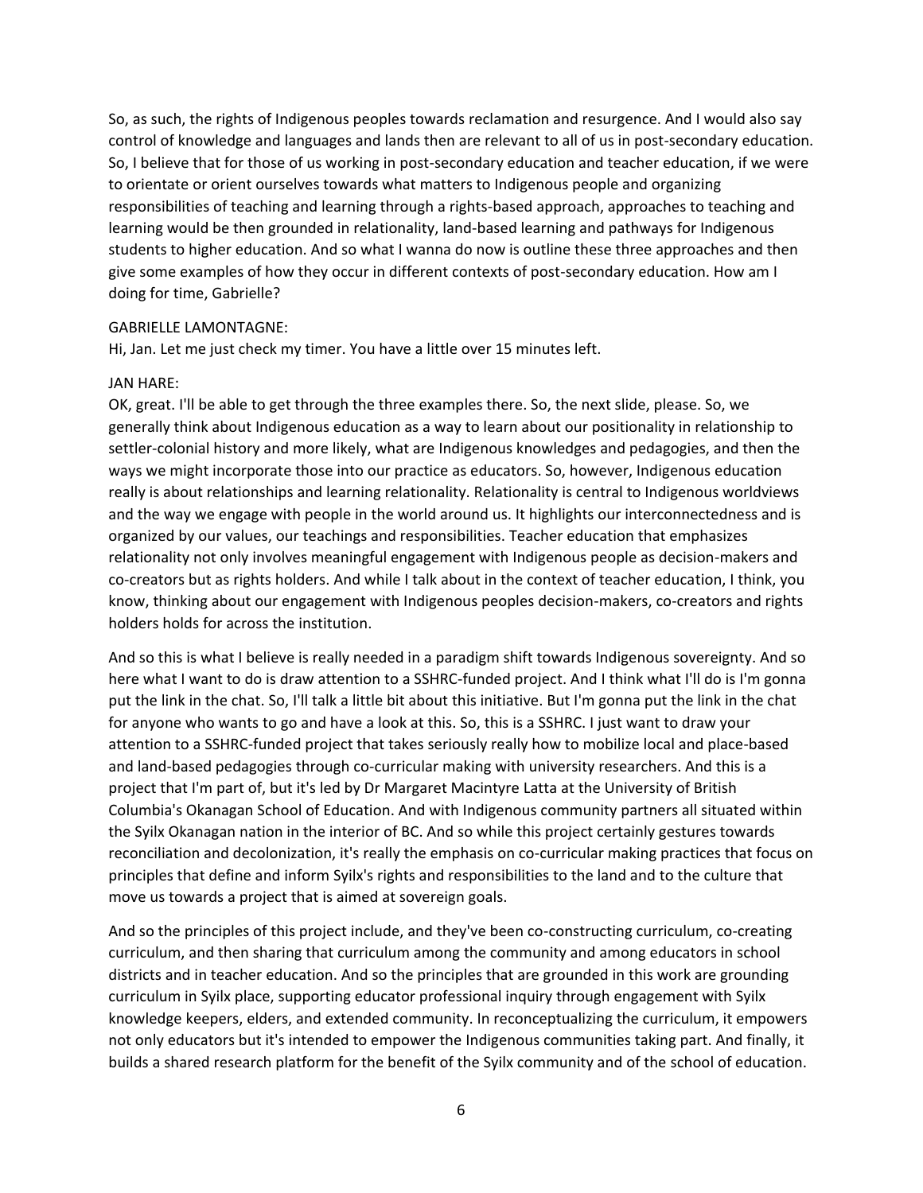So, as such, the rights of Indigenous peoples towards reclamation and resurgence. And I would also say control of knowledge and languages and lands then are relevant to all of us in post-secondary education. So, I believe that for those of us working in post-secondary education and teacher education, if we were to orientate or orient ourselves towards what matters to Indigenous people and organizing responsibilities of teaching and learning through a rights-based approach, approaches to teaching and learning would be then grounded in relationality, land-based learning and pathways for Indigenous students to higher education. And so what I wanna do now is outline these three approaches and then give some examples of how they occur in different contexts of post-secondary education. How am I doing for time, Gabrielle?

GABRIELLE LAMONTAGNE:
Hi, Jan. Let me just check my timer. You have a little over 15 minutes left.

JAN HARE:
OK, great. I'll be able to get through the three examples there. So, the next slide, please. So, we generally think about Indigenous education as a way to learn about our positionality in relationship to settler-colonial history and more likely, what are Indigenous knowledges and pedagogies, and then the ways we might incorporate those into our practice as educators. So, however, Indigenous education really is about relationships and learning relationality. Relationality is central to Indigenous worldviews and the way we engage with people in the world around us. It highlights our interconnectedness and is organized by our values, our teachings and responsibilities. Teacher education that emphasizes relationality not only involves meaningful engagement with Indigenous people as decision-makers and co-creators but as rights holders. And while I talk about in the context of teacher education, I think, you know, thinking about our engagement with Indigenous peoples decision-makers, co-creators and rights holders holds for across the institution.

And so this is what I believe is really needed in a paradigm shift towards Indigenous sovereignty. And so here what I want to do is draw attention to a SSHRC-funded project. And I think what I'll do is I'm gonna put the link in the chat. So, I'll talk a little bit about this initiative. But I'm gonna put the link in the chat for anyone who wants to go and have a look at this. So, this is a SSHRC. I just want to draw your attention to a SSHRC-funded project that takes seriously really how to mobilize local and place-based and land-based pedagogies through co-curricular making with university researchers. And this is a project that I'm part of, but it's led by Dr Margaret Macintyre Latta at the University of British Columbia's Okanagan School of Education. And with Indigenous community partners all situated within the Syilx Okanagan nation in the interior of BC. And so while this project certainly gestures towards reconciliation and decolonization, it's really the emphasis on co-curricular making practices that focus on principles that define and inform Syilx's rights and responsibilities to the land and to the culture that move us towards a project that is aimed at sovereign goals.

And so the principles of this project include, and they've been co-constructing curriculum, co-creating curriculum, and then sharing that curriculum among the community and among educators in school districts and in teacher education. And so the principles that are grounded in this work are grounding curriculum in Syilx place, supporting educator professional inquiry through engagement with Syilx knowledge keepers, elders, and extended community. In reconceptualizing the curriculum, it empowers not only educators but it's intended to empower the Indigenous communities taking part. And finally, it builds a shared research platform for the benefit of the Syilx community and of the school of education.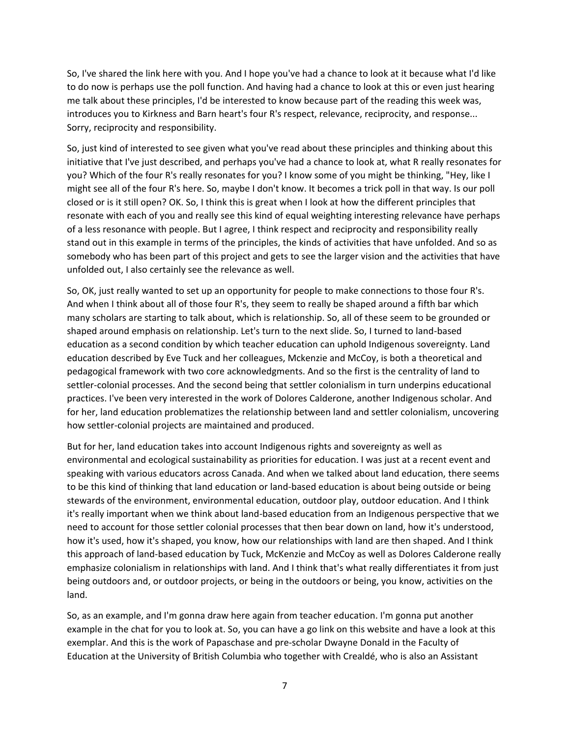So, I've shared the link here with you. And I hope you've had a chance to look at it because what I'd like to do now is perhaps use the poll function. And having had a chance to look at this or even just hearing me talk about these principles, I'd be interested to know because part of the reading this week was, introduces you to Kirkness and Barn heart's four R's respect, relevance, reciprocity, and response... Sorry, reciprocity and responsibility.

So, just kind of interested to see given what you've read about these principles and thinking about this initiative that I've just described, and perhaps you've had a chance to look at, what R really resonates for you? Which of the four R's really resonates for you? I know some of you might be thinking, "Hey, like I might see all of the four R's here. So, maybe I don't know. It becomes a trick poll in that way. Is our poll closed or is it still open? OK. So, I think this is great when I look at how the different principles that resonate with each of you and really see this kind of equal weighting interesting relevance have perhaps of a less resonance with people. But I agree, I think respect and reciprocity and responsibility really stand out in this example in terms of the principles, the kinds of activities that have unfolded. And so as somebody who has been part of this project and gets to see the larger vision and the activities that have unfolded out, I also certainly see the relevance as well.

So, OK, just really wanted to set up an opportunity for people to make connections to those four R's. And when I think about all of those four R's, they seem to really be shaped around a fifth bar which many scholars are starting to talk about, which is relationship. So, all of these seem to be grounded or shaped around emphasis on relationship. Let's turn to the next slide. So, I turned to land-based education as a second condition by which teacher education can uphold Indigenous sovereignty. Land education described by Eve Tuck and her colleagues, Mckenzie and McCoy, is both a theoretical and pedagogical framework with two core acknowledgments. And so the first is the centrality of land to settler-colonial processes. And the second being that settler colonialism in turn underpins educational practices. I've been very interested in the work of Dolores Calderone, another Indigenous scholar. And for her, land education problematizes the relationship between land and settler colonialism, uncovering how settler-colonial projects are maintained and produced.

But for her, land education takes into account Indigenous rights and sovereignty as well as environmental and ecological sustainability as priorities for education. I was just at a recent event and speaking with various educators across Canada. And when we talked about land education, there seems to be this kind of thinking that land education or land-based education is about being outside or being stewards of the environment, environmental education, outdoor play, outdoor education. And I think it's really important when we think about land-based education from an Indigenous perspective that we need to account for those settler colonial processes that then bear down on land, how it's understood, how it's used, how it's shaped, you know, how our relationships with land are then shaped. And I think this approach of land-based education by Tuck, McKenzie and McCoy as well as Dolores Calderone really emphasize colonialism in relationships with land. And I think that's what really differentiates it from just being outdoors and, or outdoor projects, or being in the outdoors or being, you know, activities on the land.

So, as an example, and I'm gonna draw here again from teacher education. I'm gonna put another example in the chat for you to look at. So, you can have a go link on this website and have a look at this exemplar. And this is the work of Papaschase and pre-scholar Dwayne Donald in the Faculty of Education at the University of British Columbia who together with Crealdé, who is also an Assistant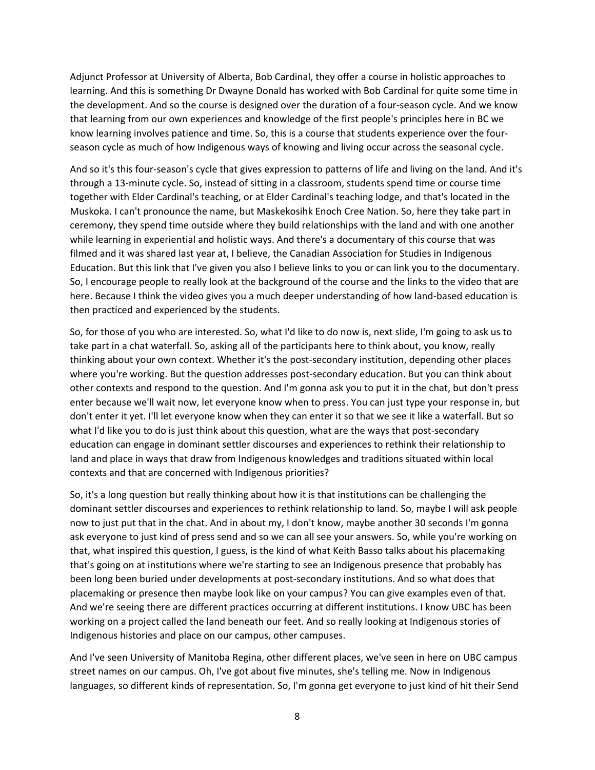Adjunct Professor at University of Alberta, Bob Cardinal, they offer a course in holistic approaches to learning. And this is something Dr Dwayne Donald has worked with Bob Cardinal for quite some time in the development. And so the course is designed over the duration of a four-season cycle. And we know that learning from our own experiences and knowledge of the first people's principles here in BC we know learning involves patience and time. So, this is a course that students experience over the four-season cycle as much of how Indigenous ways of knowing and living occur across the seasonal cycle.

And so it's this four-season's cycle that gives expression to patterns of life and living on the land. And it's through a 13-minute cycle. So, instead of sitting in a classroom, students spend time or course time together with Elder Cardinal's teaching, or at Elder Cardinal's teaching lodge, and that's located in the Muskoka. I can't pronounce the name, but Maskekosihk Enoch Cree Nation. So, here they take part in ceremony, they spend time outside where they build relationships with the land and with one another while learning in experiential and holistic ways. And there's a documentary of this course that was filmed and it was shared last year at, I believe, the Canadian Association for Studies in Indigenous Education. But this link that I've given you also I believe links to you or can link you to the documentary. So, I encourage people to really look at the background of the course and the links to the video that are here. Because I think the video gives you a much deeper understanding of how land-based education is then practiced and experienced by the students.

So, for those of you who are interested. So, what I'd like to do now is, next slide, I'm going to ask us to take part in a chat waterfall. So, asking all of the participants here to think about, you know, really thinking about your own context. Whether it's the post-secondary institution, depending other places where you're working. But the question addresses post-secondary education. But you can think about other contexts and respond to the question. And I'm gonna ask you to put it in the chat, but don't press enter because we'll wait now, let everyone know when to press. You can just type your response in, but don't enter it yet. I'll let everyone know when they can enter it so that we see it like a waterfall. But so what I'd like you to do is just think about this question, what are the ways that post-secondary education can engage in dominant settler discourses and experiences to rethink their relationship to land and place in ways that draw from Indigenous knowledges and traditions situated within local contexts and that are concerned with Indigenous priorities?

So, it's a long question but really thinking about how it is that institutions can be challenging the dominant settler discourses and experiences to rethink relationship to land. So, maybe I will ask people now to just put that in the chat. And in about my, I don't know, maybe another 30 seconds I'm gonna ask everyone to just kind of press send and so we can all see your answers. So, while you're working on that, what inspired this question, I guess, is the kind of what Keith Basso talks about his placemaking that's going on at institutions where we're starting to see an Indigenous presence that probably has been long been buried under developments at post-secondary institutions. And so what does that placemaking or presence then maybe look like on your campus? You can give examples even of that. And we're seeing there are different practices occurring at different institutions. I know UBC has been working on a project called the land beneath our feet. And so really looking at Indigenous stories of Indigenous histories and place on our campus, other campuses.

And I've seen University of Manitoba Regina, other different places, we've seen in here on UBC campus street names on our campus. Oh, I've got about five minutes, she's telling me. Now in Indigenous languages, so different kinds of representation. So, I'm gonna get everyone to just kind of hit their Send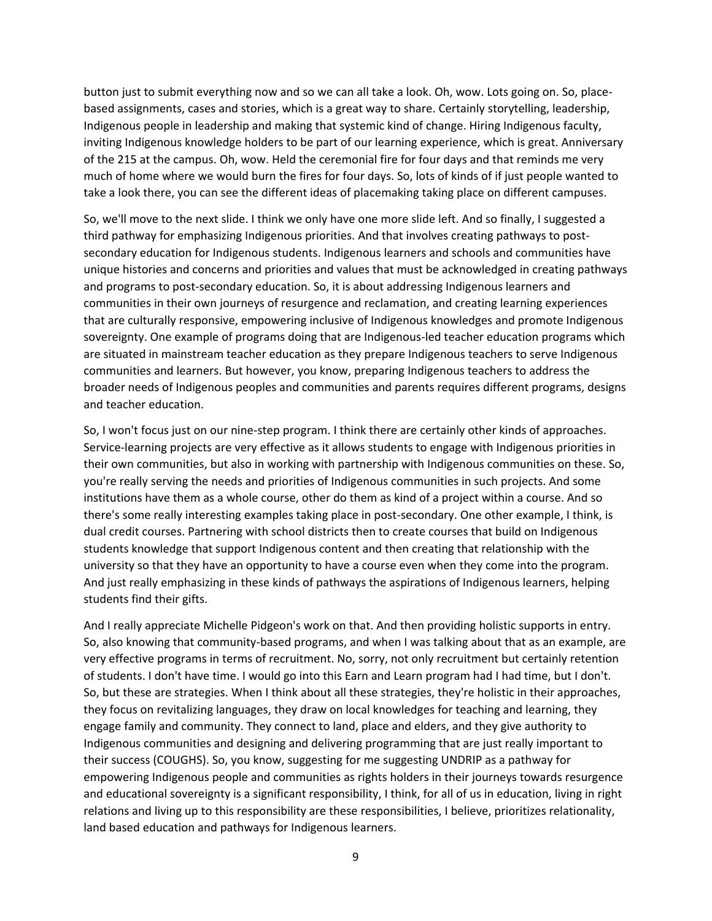button just to submit everything now and so we can all take a look. Oh, wow. Lots going on. So, place-based assignments, cases and stories, which is a great way to share. Certainly storytelling, leadership, Indigenous people in leadership and making that systemic kind of change. Hiring Indigenous faculty, inviting Indigenous knowledge holders to be part of our learning experience, which is great. Anniversary of the 215 at the campus. Oh, wow. Held the ceremonial fire for four days and that reminds me very much of home where we would burn the fires for four days. So, lots of kinds of if just people wanted to take a look there, you can see the different ideas of placemaking taking place on different campuses.

So, we'll move to the next slide. I think we only have one more slide left. And so finally, I suggested a third pathway for emphasizing Indigenous priorities. And that involves creating pathways to post-secondary education for Indigenous students. Indigenous learners and schools and communities have unique histories and concerns and priorities and values that must be acknowledged in creating pathways and programs to post-secondary education. So, it is about addressing Indigenous learners and communities in their own journeys of resurgence and reclamation, and creating learning experiences that are culturally responsive, empowering inclusive of Indigenous knowledges and promote Indigenous sovereignty. One example of programs doing that are Indigenous-led teacher education programs which are situated in mainstream teacher education as they prepare Indigenous teachers to serve Indigenous communities and learners. But however, you know, preparing Indigenous teachers to address the broader needs of Indigenous peoples and communities and parents requires different programs, designs and teacher education.

So, I won't focus just on our nine-step program. I think there are certainly other kinds of approaches. Service-learning projects are very effective as it allows students to engage with Indigenous priorities in their own communities, but also in working with partnership with Indigenous communities on these. So, you're really serving the needs and priorities of Indigenous communities in such projects. And some institutions have them as a whole course, other do them as kind of a project within a course. And so there's some really interesting examples taking place in post-secondary. One other example, I think, is dual credit courses. Partnering with school districts then to create courses that build on Indigenous students knowledge that support Indigenous content and then creating that relationship with the university so that they have an opportunity to have a course even when they come into the program. And just really emphasizing in these kinds of pathways the aspirations of Indigenous learners, helping students find their gifts.

And I really appreciate Michelle Pidgeon's work on that. And then providing holistic supports in entry. So, also knowing that community-based programs, and when I was talking about that as an example, are very effective programs in terms of recruitment. No, sorry, not only recruitment but certainly retention of students. I don't have time. I would go into this Earn and Learn program had I had time, but I don't. So, but these are strategies. When I think about all these strategies, they're holistic in their approaches, they focus on revitalizing languages, they draw on local knowledges for teaching and learning, they engage family and community. They connect to land, place and elders, and they give authority to Indigenous communities and designing and delivering programming that are just really important to their success (COUGHS). So, you know, suggesting for me suggesting UNDRIP as a pathway for empowering Indigenous people and communities as rights holders in their journeys towards resurgence and educational sovereignty is a significant responsibility, I think, for all of us in education, living in right relations and living up to this responsibility are these responsibilities, I believe, prioritizes relationality, land based education and pathways for Indigenous learners.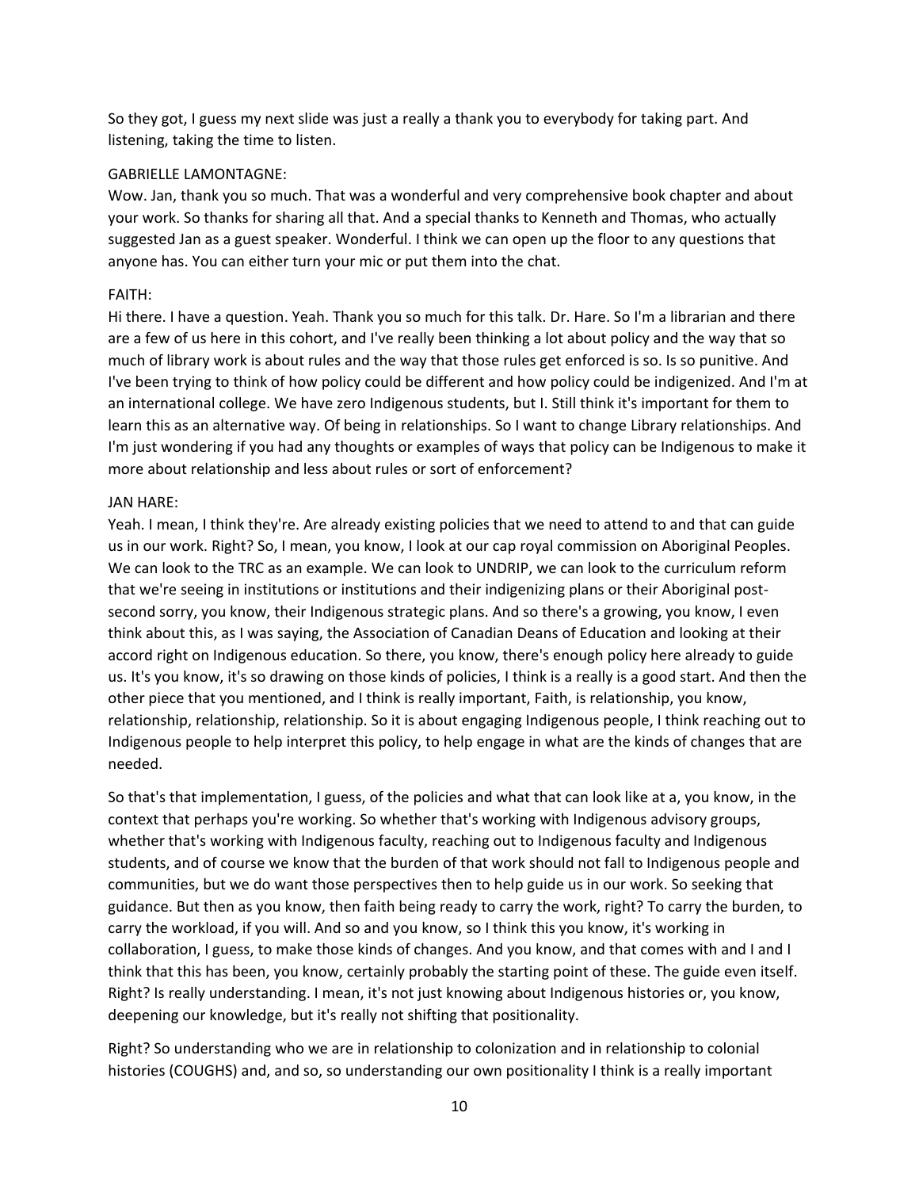So they got, I guess my next slide was just a really a thank you to everybody for taking part. And listening, taking the time to listen.

GABRIELLE LAMONTAGNE:
Wow. Jan, thank you so much. That was a wonderful and very comprehensive book chapter and about your work. So thanks for sharing all that. And a special thanks to Kenneth and Thomas, who actually suggested Jan as a guest speaker. Wonderful. I think we can open up the floor to any questions that anyone has. You can either turn your mic or put them into the chat.

FAITH:
Hi there. I have a question. Yeah. Thank you so much for this talk. Dr. Hare. So I'm a librarian and there are a few of us here in this cohort, and I've really been thinking a lot about policy and the way that so much of library work is about rules and the way that those rules get enforced is so. Is so punitive. And I've been trying to think of how policy could be different and how policy could be indigenized. And I'm at an international college. We have zero Indigenous students, but I. Still think it's important for them to learn this as an alternative way. Of being in relationships. So I want to change Library relationships. And I'm just wondering if you had any thoughts or examples of ways that policy can be Indigenous to make it more about relationship and less about rules or sort of enforcement?

JAN HARE:
Yeah. I mean, I think they're. Are already existing policies that we need to attend to and that can guide us in our work. Right? So, I mean, you know, I look at our cap royal commission on Aboriginal Peoples. We can look to the TRC as an example. We can look to UNDRIP, we can look to the curriculum reform that we're seeing in institutions or institutions and their indigenizing plans or their Aboriginal post-second sorry, you know, their Indigenous strategic plans. And so there's a growing, you know, I even think about this, as I was saying, the Association of Canadian Deans of Education and looking at their accord right on Indigenous education. So there, you know, there's enough policy here already to guide us. It's you know, it's so drawing on those kinds of policies, I think is a really is a good start. And then the other piece that you mentioned, and I think is really important, Faith, is relationship, you know, relationship, relationship, relationship. So it is about engaging Indigenous people, I think reaching out to Indigenous people to help interpret this policy, to help engage in what are the kinds of changes that are needed.

So that's that implementation, I guess, of the policies and what that can look like at a, you know, in the context that perhaps you're working. So whether that's working with Indigenous advisory groups, whether that's working with Indigenous faculty, reaching out to Indigenous faculty and Indigenous students, and of course we know that the burden of that work should not fall to Indigenous people and communities, but we do want those perspectives then to help guide us in our work. So seeking that guidance. But then as you know, then faith being ready to carry the work, right? To carry the burden, to carry the workload, if you will. And so and you know, so I think this you know, it's working in collaboration, I guess, to make those kinds of changes. And you know, and that comes with and I and I think that this has been, you know, certainly probably the starting point of these. The guide even itself. Right? Is really understanding. I mean, it's not just knowing about Indigenous histories or, you know, deepening our knowledge, but it's really not shifting that positionality.

Right? So understanding who we are in relationship to colonization and in relationship to colonial histories (COUGHS) and, and so, so understanding our own positionality I think is a really important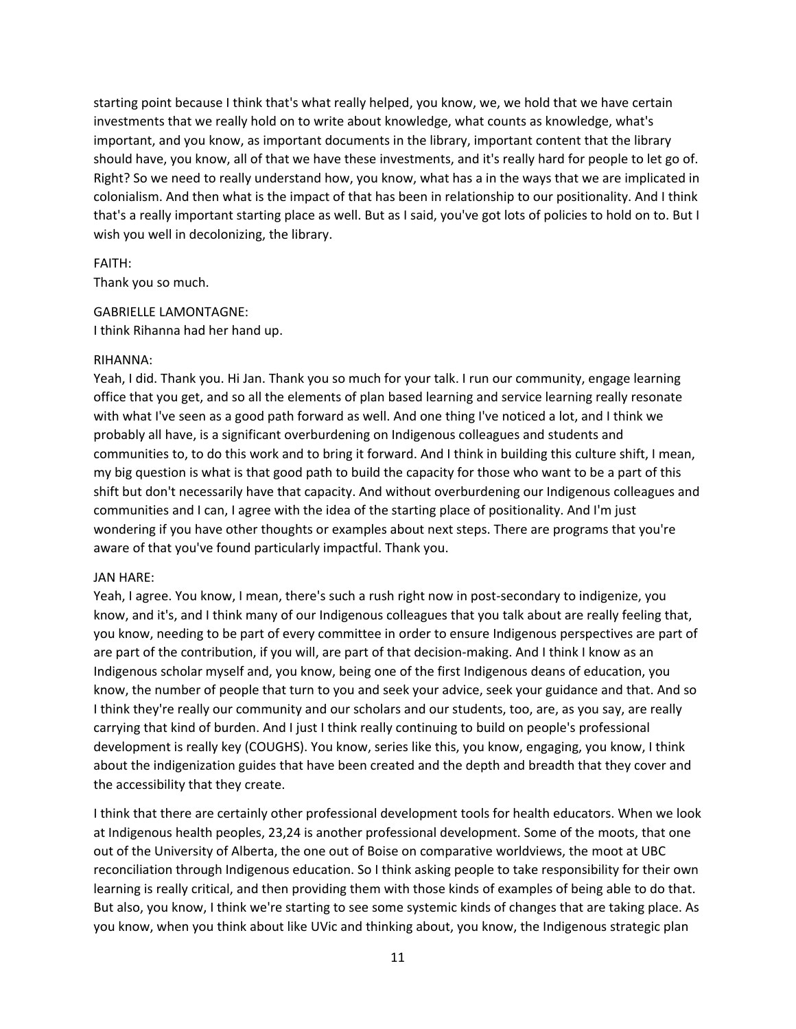starting point because I think that's what really helped, you know, we, we hold that we have certain investments that we really hold on to write about knowledge, what counts as knowledge, what's important, and you know, as important documents in the library, important content that the library should have, you know, all of that we have these investments, and it's really hard for people to let go of. Right? So we need to really understand how, you know, what has a in the ways that we are implicated in colonialism. And then what is the impact of that has been in relationship to our positionality. And I think that's a really important starting place as well. But as I said, you've got lots of policies to hold on to. But I wish you well in decolonizing, the library.

FAITH:
Thank you so much.

GABRIELLE LAMONTAGNE:
I think Rihanna had her hand up.

RIHANNA:
Yeah, I did. Thank you. Hi Jan. Thank you so much for your talk. I run our community, engage learning office that you get, and so all the elements of plan based learning and service learning really resonate with what I've seen as a good path forward as well. And one thing I've noticed a lot, and I think we probably all have, is a significant overburdening on Indigenous colleagues and students and communities to, to do this work and to bring it forward. And I think in building this culture shift, I mean, my big question is what is that good path to build the capacity for those who want to be a part of this shift but don't necessarily have that capacity. And without overburdening our Indigenous colleagues and communities and I can, I agree with the idea of the starting place of positionality. And I'm just wondering if you have other thoughts or examples about next steps. There are programs that you're aware of that you've found particularly impactful. Thank you.

JAN HARE:
Yeah, I agree. You know, I mean, there's such a rush right now in post-secondary to indigenize, you know, and it's, and I think many of our Indigenous colleagues that you talk about are really feeling that, you know, needing to be part of every committee in order to ensure Indigenous perspectives are part of are part of the contribution, if you will, are part of that decision-making. And I think I know as an Indigenous scholar myself and, you know, being one of the first Indigenous deans of education, you know, the number of people that turn to you and seek your advice, seek your guidance and that. And so I think they're really our community and our scholars and our students, too, are, as you say, are really carrying that kind of burden. And I just I think really continuing to build on people's professional development is really key (COUGHS). You know, series like this, you know, engaging, you know, I think about the indigenization guides that have been created and the depth and breadth that they cover and the accessibility that they create.

I think that there are certainly other professional development tools for health educators. When we look at Indigenous health peoples, 23,24 is another professional development. Some of the moots, that one out of the University of Alberta, the one out of Boise on comparative worldviews, the moot at UBC reconciliation through Indigenous education. So I think asking people to take responsibility for their own learning is really critical, and then providing them with those kinds of examples of being able to do that. But also, you know, I think we're starting to see some systemic kinds of changes that are taking place. As you know, when you think about like UVic and thinking about, you know, the Indigenous strategic plan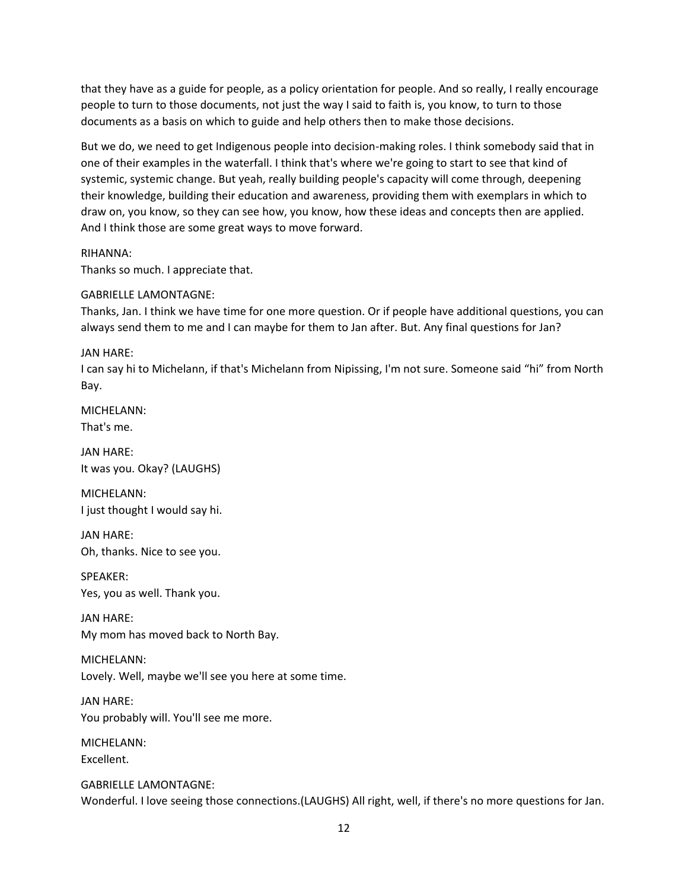that they have as a guide for people, as a policy orientation for people. And so really, I really encourage people to turn to those documents, not just the way I said to faith is, you know, to turn to those documents as a basis on which to guide and help others then to make those decisions.

But we do, we need to get Indigenous people into decision-making roles. I think somebody said that in one of their examples in the waterfall. I think that's where we're going to start to see that kind of systemic, systemic change. But yeah, really building people's capacity will come through, deepening their knowledge, building their education and awareness, providing them with exemplars in which to draw on, you know, so they can see how, you know, how these ideas and concepts then are applied. And I think those are some great ways to move forward.

RIHANNA:
Thanks so much. I appreciate that.

GABRIELLE LAMONTAGNE:
Thanks, Jan. I think we have time for one more question. Or if people have additional questions, you can always send them to me and I can maybe for them to Jan after. But. Any final questions for Jan?

JAN HARE:
I can say hi to Michelann, if that's Michelann from Nipissing, I'm not sure. Someone said "hi" from North Bay.

MICHELANN:
That's me.

JAN HARE:
It was you. Okay? (LAUGHS)

MICHELANN:
I just thought I would say hi.

JAN HARE:
Oh, thanks. Nice to see you.

SPEAKER:
Yes, you as well. Thank you.

JAN HARE:
My mom has moved back to North Bay.

MICHELANN:
Lovely. Well, maybe we'll see you here at some time.

JAN HARE:
You probably will. You'll see me more.

MICHELANN:
Excellent.

GABRIELLE LAMONTAGNE:
Wonderful. I love seeing those connections.(LAUGHS) All right, well, if there's no more questions for Jan.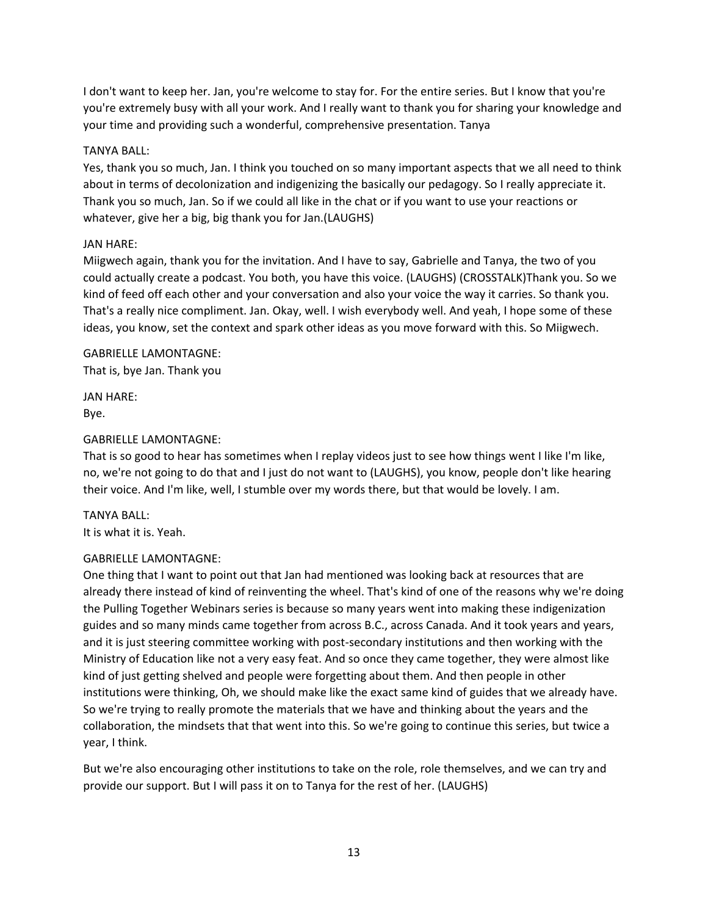I don't want to keep her. Jan, you're welcome to stay for. For the entire series. But I know that you're you're extremely busy with all your work. And I really want to thank you for sharing your knowledge and your time and providing such a wonderful, comprehensive presentation. Tanya

TANYA BALL:
Yes, thank you so much, Jan. I think you touched on so many important aspects that we all need to think about in terms of decolonization and indigenizing the basically our pedagogy. So I really appreciate it. Thank you so much, Jan. So if we could all like in the chat or if you want to use your reactions or whatever, give her a big, big thank you for Jan.(LAUGHS)

JAN HARE:
Miigwech again, thank you for the invitation. And I have to say, Gabrielle and Tanya, the two of you could actually create a podcast. You both, you have this voice. (LAUGHS) (CROSSTALK)Thank you. So we kind of feed off each other and your conversation and also your voice the way it carries. So thank you. That's a really nice compliment. Jan. Okay, well. I wish everybody well. And yeah, I hope some of these ideas, you know, set the context and spark other ideas as you move forward with this. So Miigwech.

GABRIELLE LAMONTAGNE:
That is, bye Jan. Thank you

JAN HARE:
Bye.

GABRIELLE LAMONTAGNE:
That is so good to hear has sometimes when I replay videos just to see how things went I like I'm like, no, we're not going to do that and I just do not want to (LAUGHS), you know, people don't like hearing their voice. And I'm like, well, I stumble over my words there, but that would be lovely. I am.

TANYA BALL:
It is what it is. Yeah.

GABRIELLE LAMONTAGNE:
One thing that I want to point out that Jan had mentioned was looking back at resources that are already there instead of kind of reinventing the wheel. That's kind of one of the reasons why we're doing the Pulling Together Webinars series is because so many years went into making these indigenization guides and so many minds came together from across B.C., across Canada. And it took years and years, and it is just steering committee working with post-secondary institutions and then working with the Ministry of Education like not a very easy feat. And so once they came together, they were almost like kind of just getting shelved and people were forgetting about them. And then people in other institutions were thinking, Oh, we should make like the exact same kind of guides that we already have. So we're trying to really promote the materials that we have and thinking about the years and the collaboration, the mindsets that that went into this. So we're going to continue this series, but twice a year, I think.

But we're also encouraging other institutions to take on the role, role themselves, and we can try and provide our support. But I will pass it on to Tanya for the rest of her. (LAUGHS)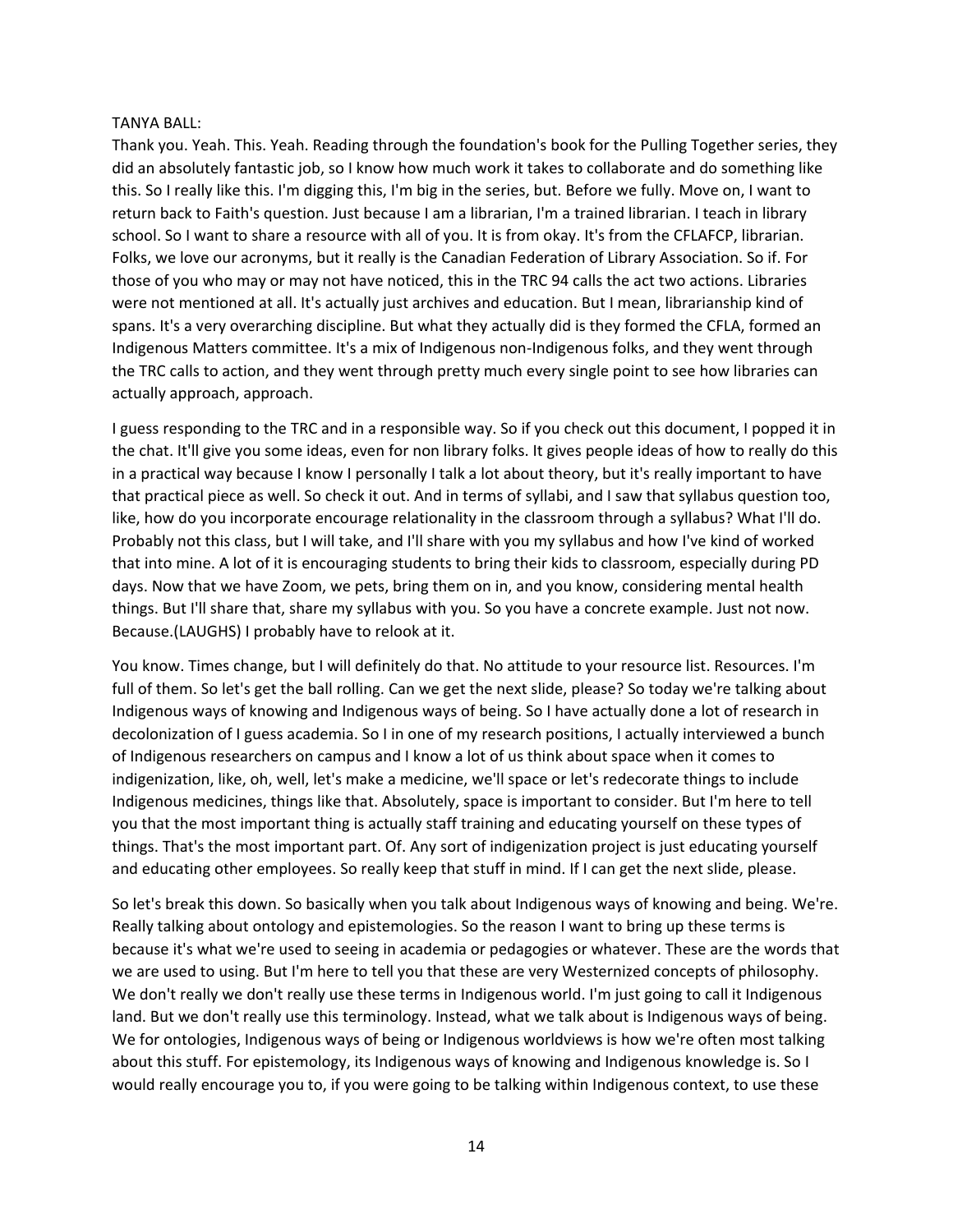TANYA BALL:

Thank you. Yeah. This. Yeah. Reading through the foundation's book for the Pulling Together series, they did an absolutely fantastic job, so I know how much work it takes to collaborate and do something like this. So I really like this. I'm digging this, I'm big in the series, but. Before we fully. Move on, I want to return back to Faith's question. Just because I am a librarian, I'm a trained librarian. I teach in library school. So I want to share a resource with all of you. It is from okay. It's from the CFLAFCP, librarian. Folks, we love our acronyms, but it really is the Canadian Federation of Library Association. So if. For those of you who may or may not have noticed, this in the TRC 94 calls the act two actions. Libraries were not mentioned at all. It's actually just archives and education. But I mean, librarianship kind of spans. It's a very overarching discipline. But what they actually did is they formed the CFLA, formed an Indigenous Matters committee. It's a mix of Indigenous non-Indigenous folks, and they went through the TRC calls to action, and they went through pretty much every single point to see how libraries can actually approach, approach.

I guess responding to the TRC and in a responsible way. So if you check out this document, I popped it in the chat. It'll give you some ideas, even for non library folks. It gives people ideas of how to really do this in a practical way because I know I personally I talk a lot about theory, but it's really important to have that practical piece as well. So check it out. And in terms of syllabi, and I saw that syllabus question too, like, how do you incorporate encourage relationality in the classroom through a syllabus? What I'll do. Probably not this class, but I will take, and I'll share with you my syllabus and how I've kind of worked that into mine. A lot of it is encouraging students to bring their kids to classroom, especially during PD days. Now that we have Zoom, we pets, bring them on in, and you know, considering mental health things. But I'll share that, share my syllabus with you. So you have a concrete example. Just not now. Because.(LAUGHS) I probably have to relook at it.

You know. Times change, but I will definitely do that. No attitude to your resource list. Resources. I'm full of them. So let's get the ball rolling. Can we get the next slide, please? So today we're talking about Indigenous ways of knowing and Indigenous ways of being. So I have actually done a lot of research in decolonization of I guess academia. So I in one of my research positions, I actually interviewed a bunch of Indigenous researchers on campus and I know a lot of us think about space when it comes to indigenization, like, oh, well, let's make a medicine, we'll space or let's redecorate things to include Indigenous medicines, things like that. Absolutely, space is important to consider. But I'm here to tell you that the most important thing is actually staff training and educating yourself on these types of things. That's the most important part. Of. Any sort of indigenization project is just educating yourself and educating other employees. So really keep that stuff in mind. If I can get the next slide, please.

So let's break this down. So basically when you talk about Indigenous ways of knowing and being. We're. Really talking about ontology and epistemologies. So the reason I want to bring up these terms is because it's what we're used to seeing in academia or pedagogies or whatever. These are the words that we are used to using. But I'm here to tell you that these are very Westernized concepts of philosophy. We don't really we don't really use these terms in Indigenous world. I'm just going to call it Indigenous land. But we don't really use this terminology. Instead, what we talk about is Indigenous ways of being. We for ontologies, Indigenous ways of being or Indigenous worldviews is how we're often most talking about this stuff. For epistemology, its Indigenous ways of knowing and Indigenous knowledge is. So I would really encourage you to, if you were going to be talking within Indigenous context, to use these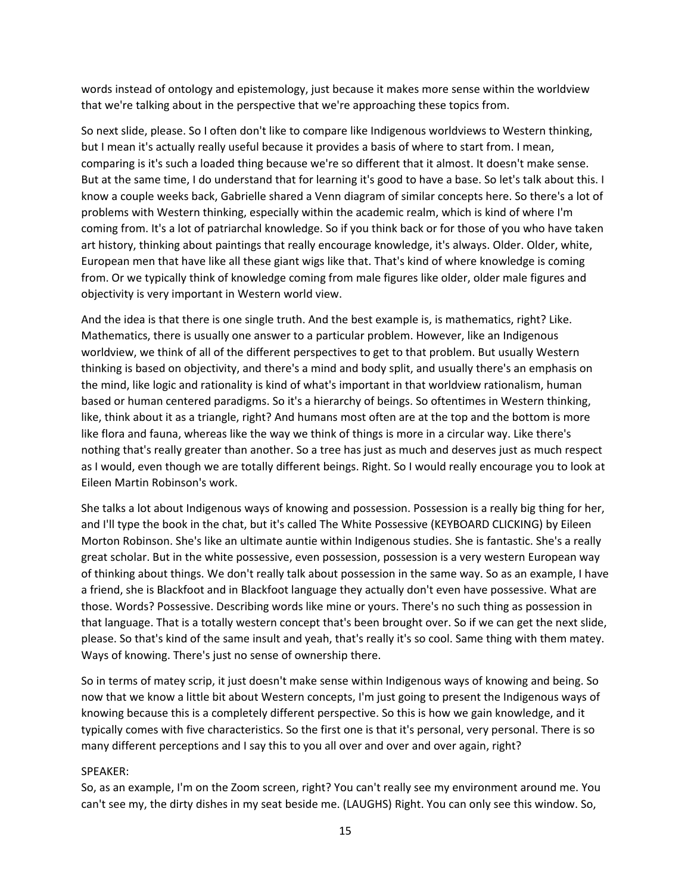words instead of ontology and epistemology, just because it makes more sense within the worldview that we're talking about in the perspective that we're approaching these topics from.

So next slide, please. So I often don't like to compare like Indigenous worldviews to Western thinking, but I mean it's actually really useful because it provides a basis of where to start from. I mean, comparing is it's such a loaded thing because we're so different that it almost. It doesn't make sense. But at the same time, I do understand that for learning it's good to have a base. So let's talk about this. I know a couple weeks back, Gabrielle shared a Venn diagram of similar concepts here. So there's a lot of problems with Western thinking, especially within the academic realm, which is kind of where I'm coming from. It's a lot of patriarchal knowledge. So if you think back or for those of you who have taken art history, thinking about paintings that really encourage knowledge, it's always. Older. Older, white, European men that have like all these giant wigs like that. That's kind of where knowledge is coming from. Or we typically think of knowledge coming from male figures like older, older male figures and objectivity is very important in Western world view.

And the idea is that there is one single truth. And the best example is, is mathematics, right? Like. Mathematics, there is usually one answer to a particular problem. However, like an Indigenous worldview, we think of all of the different perspectives to get to that problem. But usually Western thinking is based on objectivity, and there's a mind and body split, and usually there's an emphasis on the mind, like logic and rationality is kind of what's important in that worldview rationalism, human based or human centered paradigms. So it's a hierarchy of beings. So oftentimes in Western thinking, like, think about it as a triangle, right? And humans most often are at the top and the bottom is more like flora and fauna, whereas like the way we think of things is more in a circular way. Like there's nothing that's really greater than another. So a tree has just as much and deserves just as much respect as I would, even though we are totally different beings. Right. So I would really encourage you to look at Eileen Martin Robinson's work.

She talks a lot about Indigenous ways of knowing and possession. Possession is a really big thing for her, and I'll type the book in the chat, but it's called The White Possessive (KEYBOARD CLICKING) by Eileen Morton Robinson. She's like an ultimate auntie within Indigenous studies. She is fantastic. She's a really great scholar. But in the white possessive, even possession, possession is a very western European way of thinking about things. We don't really talk about possession in the same way. So as an example, I have a friend, she is Blackfoot and in Blackfoot language they actually don't even have possessive. What are those. Words? Possessive. Describing words like mine or yours. There's no such thing as possession in that language. That is a totally western concept that's been brought over. So if we can get the next slide, please. So that's kind of the same insult and yeah, that's really it's so cool. Same thing with them matey. Ways of knowing. There's just no sense of ownership there.

So in terms of matey scrip, it just doesn't make sense within Indigenous ways of knowing and being. So now that we know a little bit about Western concepts, I'm just going to present the Indigenous ways of knowing because this is a completely different perspective. So this is how we gain knowledge, and it typically comes with five characteristics. So the first one is that it's personal, very personal. There is so many different perceptions and I say this to you all over and over and over again, right?

SPEAKER:
So, as an example, I'm on the Zoom screen, right? You can't really see my environment around me. You can't see my, the dirty dishes in my seat beside me. (LAUGHS) Right. You can only see this window. So,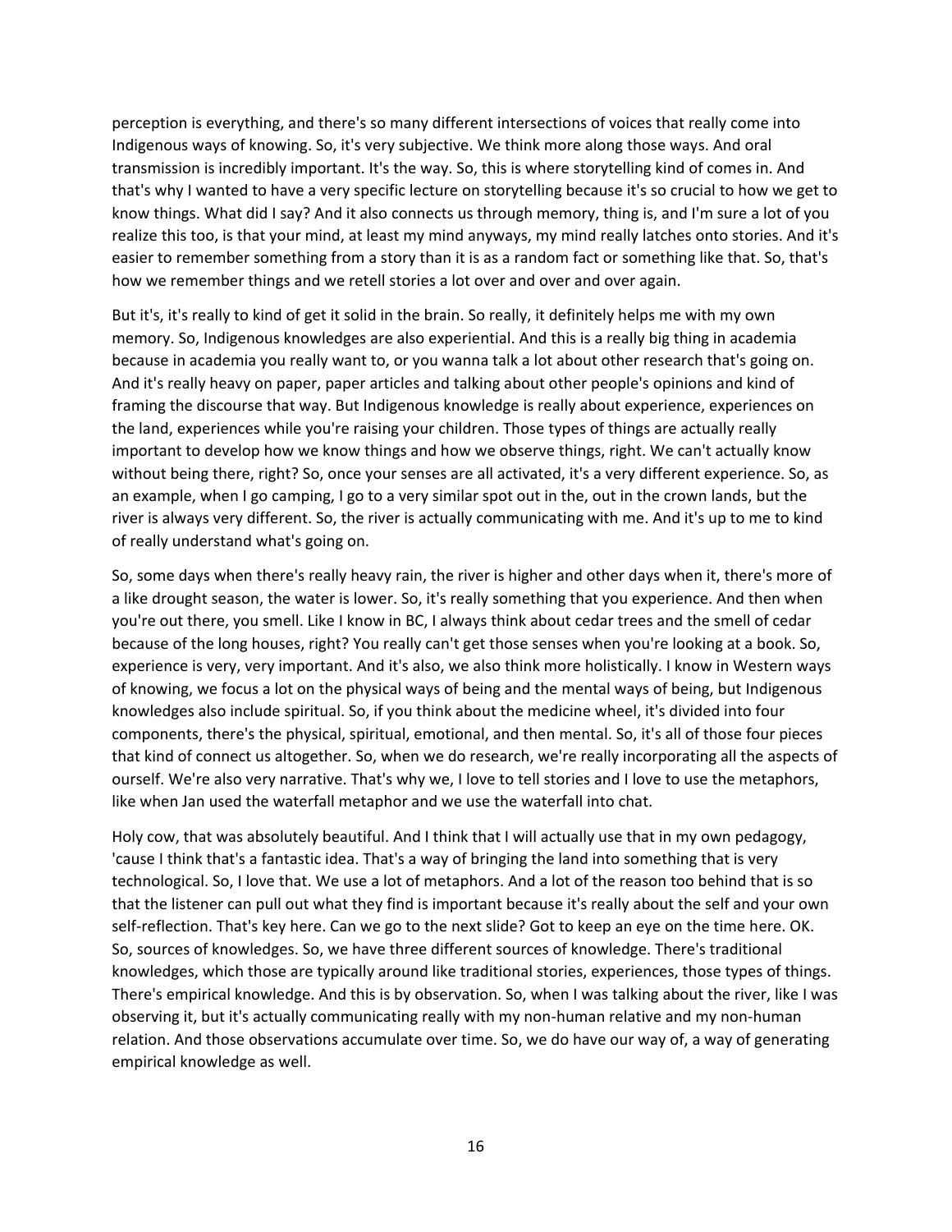perception is everything, and there's so many different intersections of voices that really come into Indigenous ways of knowing. So, it's very subjective. We think more along those ways. And oral transmission is incredibly important. It's the way. So, this is where storytelling kind of comes in. And that's why I wanted to have a very specific lecture on storytelling because it's so crucial to how we get to know things. What did I say? And it also connects us through memory, thing is, and I'm sure a lot of you realize this too, is that your mind, at least my mind anyways, my mind really latches onto stories. And it's easier to remember something from a story than it is as a random fact or something like that. So, that's how we remember things and we retell stories a lot over and over and over again.

But it's, it's really to kind of get it solid in the brain. So really, it definitely helps me with my own memory. So, Indigenous knowledges are also experiential. And this is a really big thing in academia because in academia you really want to, or you wanna talk a lot about other research that's going on. And it's really heavy on paper, paper articles and talking about other people's opinions and kind of framing the discourse that way. But Indigenous knowledge is really about experience, experiences on the land, experiences while you're raising your children. Those types of things are actually really important to develop how we know things and how we observe things, right. We can't actually know without being there, right? So, once your senses are all activated, it's a very different experience. So, as an example, when I go camping, I go to a very similar spot out in the, out in the crown lands, but the river is always very different. So, the river is actually communicating with me. And it's up to me to kind of really understand what's going on.

So, some days when there's really heavy rain, the river is higher and other days when it, there's more of a like drought season, the water is lower. So, it's really something that you experience. And then when you're out there, you smell. Like I know in BC, I always think about cedar trees and the smell of cedar because of the long houses, right? You really can't get those senses when you're looking at a book. So, experience is very, very important. And it's also, we also think more holistically. I know in Western ways of knowing, we focus a lot on the physical ways of being and the mental ways of being, but Indigenous knowledges also include spiritual. So, if you think about the medicine wheel, it's divided into four components, there's the physical, spiritual, emotional, and then mental. So, it's all of those four pieces that kind of connect us altogether. So, when we do research, we're really incorporating all the aspects of ourself. We're also very narrative. That's why we, I love to tell stories and I love to use the metaphors, like when Jan used the waterfall metaphor and we use the waterfall into chat.

Holy cow, that was absolutely beautiful. And I think that I will actually use that in my own pedagogy, 'cause I think that's a fantastic idea. That's a way of bringing the land into something that is very technological. So, I love that. We use a lot of metaphors. And a lot of the reason too behind that is so that the listener can pull out what they find is important because it's really about the self and your own self-reflection. That's key here. Can we go to the next slide? Got to keep an eye on the time here. OK. So, sources of knowledges. So, we have three different sources of knowledge. There's traditional knowledges, which those are typically around like traditional stories, experiences, those types of things. There's empirical knowledge. And this is by observation. So, when I was talking about the river, like I was observing it, but it's actually communicating really with my non-human relative and my non-human relation. And those observations accumulate over time. So, we do have our way of, a way of generating empirical knowledge as well.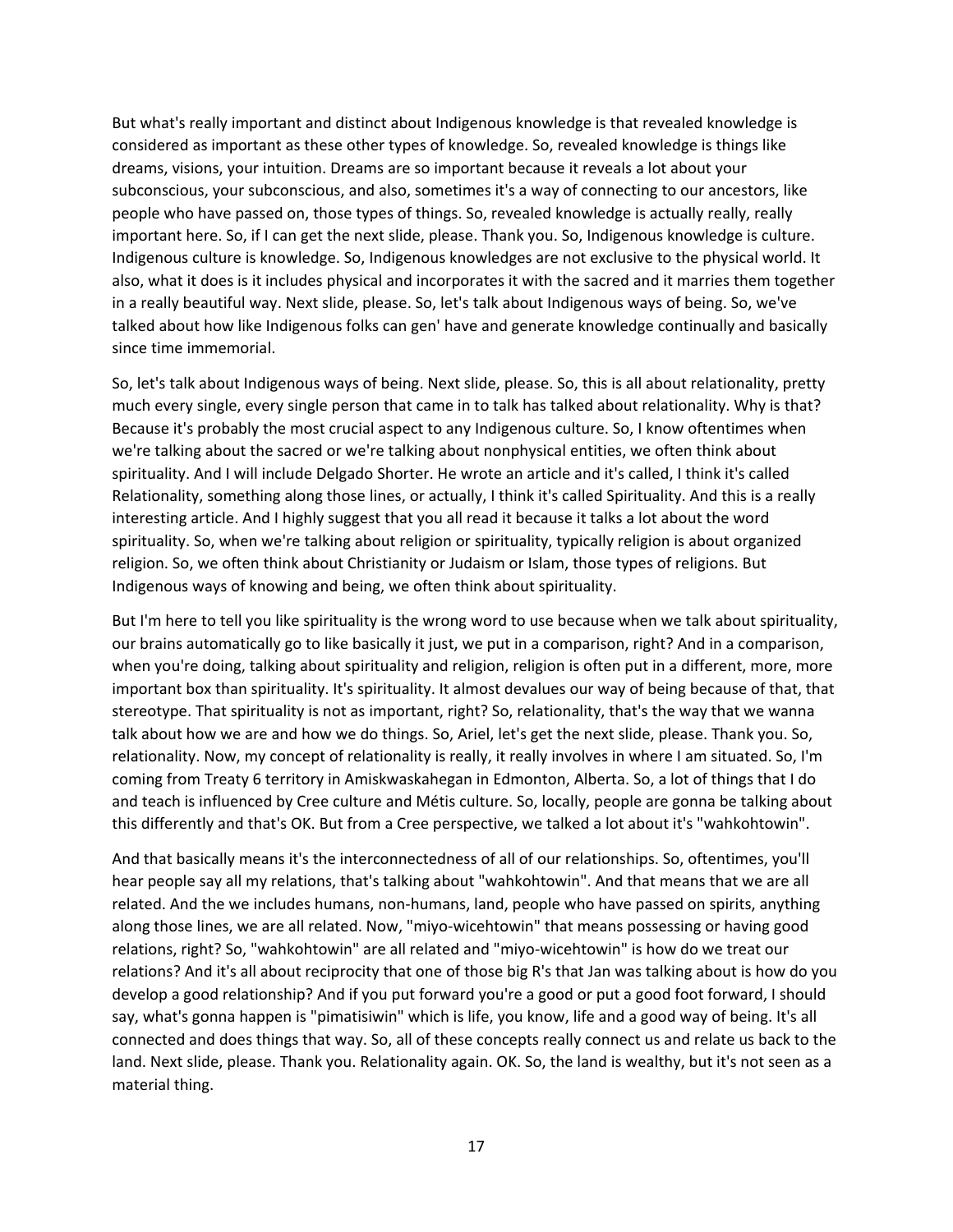But what's really important and distinct about Indigenous knowledge is that revealed knowledge is considered as important as these other types of knowledge. So, revealed knowledge is things like dreams, visions, your intuition. Dreams are so important because it reveals a lot about your subconscious, your subconscious, and also, sometimes it's a way of connecting to our ancestors, like people who have passed on, those types of things. So, revealed knowledge is actually really, really important here. So, if I can get the next slide, please. Thank you. So, Indigenous knowledge is culture. Indigenous culture is knowledge. So, Indigenous knowledges are not exclusive to the physical world. It also, what it does is it includes physical and incorporates it with the sacred and it marries them together in a really beautiful way. Next slide, please. So, let's talk about Indigenous ways of being. So, we've talked about how like Indigenous folks can gen' have and generate knowledge continually and basically since time immemorial.

So, let's talk about Indigenous ways of being. Next slide, please. So, this is all about relationality, pretty much every single, every single person that came in to talk has talked about relationality. Why is that? Because it's probably the most crucial aspect to any Indigenous culture. So, I know oftentimes when we're talking about the sacred or we're talking about nonphysical entities, we often think about spirituality. And I will include Delgado Shorter. He wrote an article and it's called, I think it's called Relationality, something along those lines, or actually, I think it's called Spirituality. And this is a really interesting article. And I highly suggest that you all read it because it talks a lot about the word spirituality. So, when we're talking about religion or spirituality, typically religion is about organized religion. So, we often think about Christianity or Judaism or Islam, those types of religions. But Indigenous ways of knowing and being, we often think about spirituality.

But I'm here to tell you like spirituality is the wrong word to use because when we talk about spirituality, our brains automatically go to like basically it just, we put in a comparison, right? And in a comparison, when you're doing, talking about spirituality and religion, religion is often put in a different, more, more important box than spirituality. It's spirituality. It almost devalues our way of being because of that, that stereotype. That spirituality is not as important, right? So, relationality, that's the way that we wanna talk about how we are and how we do things. So, Ariel, let's get the next slide, please. Thank you. So, relationality. Now, my concept of relationality is really, it really involves in where I am situated. So, I'm coming from Treaty 6 territory in Amiskwaskahegan in Edmonton, Alberta. So, a lot of things that I do and teach is influenced by Cree culture and Métis culture. So, locally, people are gonna be talking about this differently and that's OK. But from a Cree perspective, we talked a lot about it's "wahkohtowin".

And that basically means it's the interconnectedness of all of our relationships. So, oftentimes, you'll hear people say all my relations, that's talking about "wahkohtowin". And that means that we are all related. And the we includes humans, non-humans, land, people who have passed on spirits, anything along those lines, we are all related. Now, "miyo-wicehtowin" that means possessing or having good relations, right? So, "wahkohtowin" are all related and "miyo-wicehtowin" is how do we treat our relations? And it's all about reciprocity that one of those big R's that Jan was talking about is how do you develop a good relationship? And if you put forward you're a good or put a good foot forward, I should say, what's gonna happen is "pimatisiwin" which is life, you know, life and a good way of being. It's all connected and does things that way. So, all of these concepts really connect us and relate us back to the land. Next slide, please. Thank you. Relationality again. OK. So, the land is wealthy, but it's not seen as a material thing.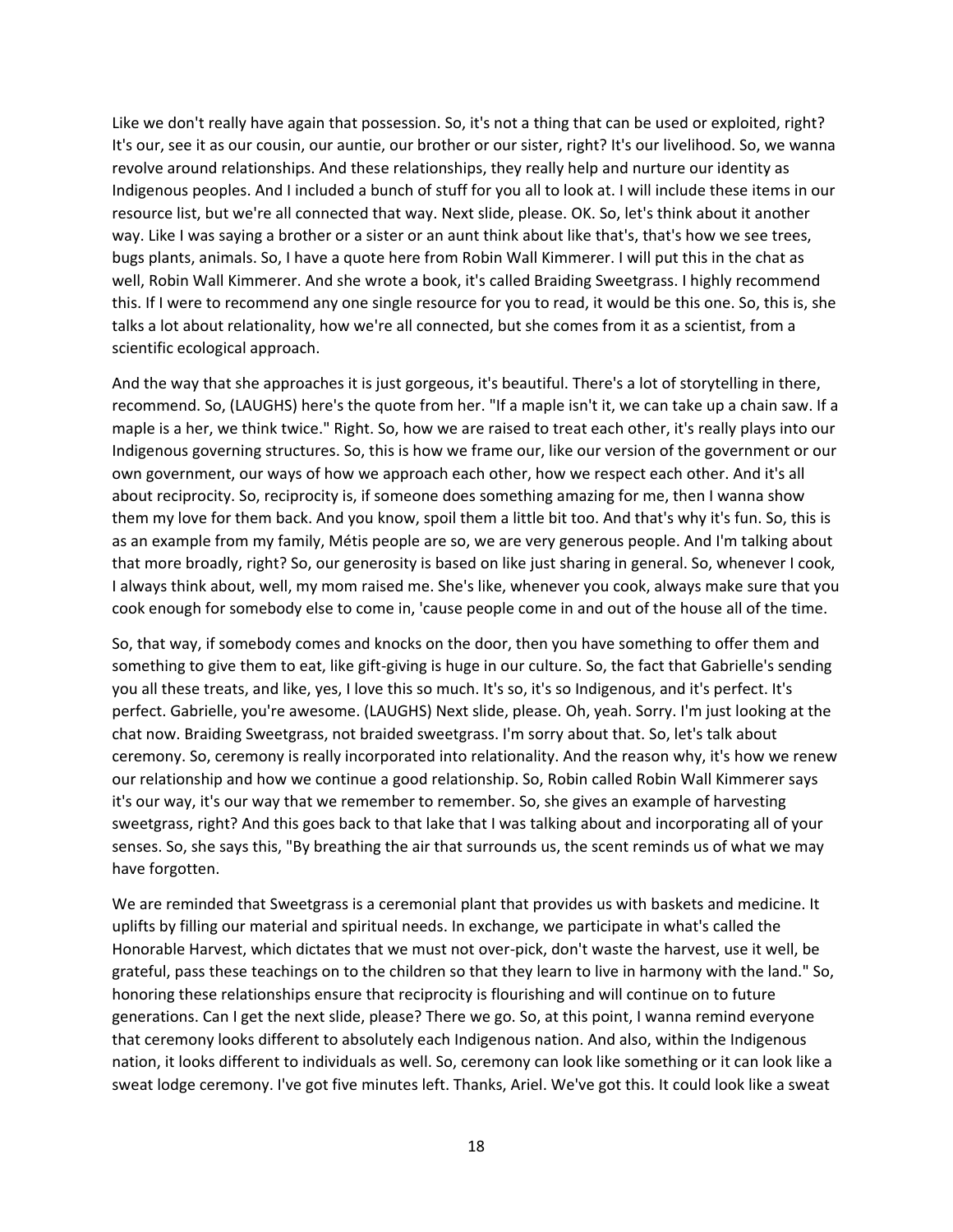Like we don't really have again that possession. So, it's not a thing that can be used or exploited, right? It's our, see it as our cousin, our auntie, our brother or our sister, right? It's our livelihood. So, we wanna revolve around relationships. And these relationships, they really help and nurture our identity as Indigenous peoples. And I included a bunch of stuff for you all to look at. I will include these items in our resource list, but we're all connected that way. Next slide, please. OK. So, let's think about it another way. Like I was saying a brother or a sister or an aunt think about like that's, that's how we see trees, bugs plants, animals. So, I have a quote here from Robin Wall Kimmerer. I will put this in the chat as well, Robin Wall Kimmerer. And she wrote a book, it's called Braiding Sweetgrass. I highly recommend this. If I were to recommend any one single resource for you to read, it would be this one. So, this is, she talks a lot about relationality, how we're all connected, but she comes from it as a scientist, from a scientific ecological approach.

And the way that she approaches it is just gorgeous, it's beautiful. There's a lot of storytelling in there, recommend. So, (LAUGHS) here's the quote from her. "If a maple isn't it, we can take up a chain saw. If a maple is a her, we think twice." Right. So, how we are raised to treat each other, it's really plays into our Indigenous governing structures. So, this is how we frame our, like our version of the government or our own government, our ways of how we approach each other, how we respect each other. And it's all about reciprocity. So, reciprocity is, if someone does something amazing for me, then I wanna show them my love for them back. And you know, spoil them a little bit too. And that's why it's fun. So, this is as an example from my family, Métis people are so, we are very generous people. And I'm talking about that more broadly, right? So, our generosity is based on like just sharing in general. So, whenever I cook, I always think about, well, my mom raised me. She's like, whenever you cook, always make sure that you cook enough for somebody else to come in, 'cause people come in and out of the house all of the time.

So, that way, if somebody comes and knocks on the door, then you have something to offer them and something to give them to eat, like gift-giving is huge in our culture. So, the fact that Gabrielle's sending you all these treats, and like, yes, I love this so much. It's so, it's so Indigenous, and it's perfect. It's perfect. Gabrielle, you're awesome. (LAUGHS) Next slide, please. Oh, yeah. Sorry. I'm just looking at the chat now. Braiding Sweetgrass, not braided sweetgrass. I'm sorry about that. So, let's talk about ceremony. So, ceremony is really incorporated into relationality. And the reason why, it's how we renew our relationship and how we continue a good relationship. So, Robin called Robin Wall Kimmerer says it's our way, it's our way that we remember to remember. So, she gives an example of harvesting sweetgrass, right? And this goes back to that lake that I was talking about and incorporating all of your senses. So, she says this, "By breathing the air that surrounds us, the scent reminds us of what we may have forgotten.

We are reminded that Sweetgrass is a ceremonial plant that provides us with baskets and medicine. It uplifts by filling our material and spiritual needs. In exchange, we participate in what's called the Honorable Harvest, which dictates that we must not over-pick, don't waste the harvest, use it well, be grateful, pass these teachings on to the children so that they learn to live in harmony with the land." So, honoring these relationships ensure that reciprocity is flourishing and will continue on to future generations. Can I get the next slide, please? There we go. So, at this point, I wanna remind everyone that ceremony looks different to absolutely each Indigenous nation. And also, within the Indigenous nation, it looks different to individuals as well. So, ceremony can look like something or it can look like a sweat lodge ceremony. I've got five minutes left. Thanks, Ariel. We've got this. It could look like a sweat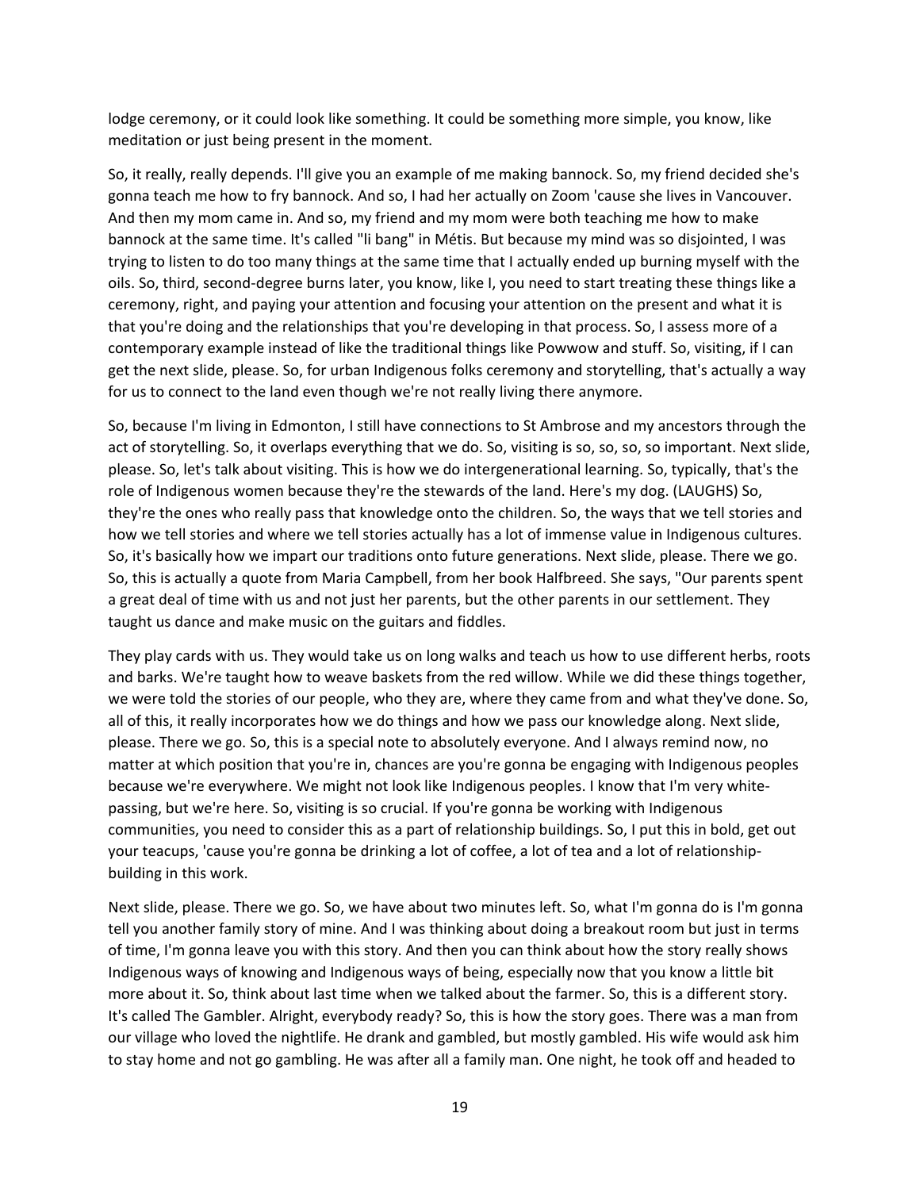lodge ceremony, or it could look like something. It could be something more simple, you know, like meditation or just being present in the moment.

So, it really, really depends. I'll give you an example of me making bannock. So, my friend decided she's gonna teach me how to fry bannock. And so, I had her actually on Zoom 'cause she lives in Vancouver. And then my mom came in. And so, my friend and my mom were both teaching me how to make bannock at the same time. It's called "li bang" in Métis. But because my mind was so disjointed, I was trying to listen to do too many things at the same time that I actually ended up burning myself with the oils. So, third, second-degree burns later, you know, like I, you need to start treating these things like a ceremony, right, and paying your attention and focusing your attention on the present and what it is that you're doing and the relationships that you're developing in that process. So, I assess more of a contemporary example instead of like the traditional things like Powwow and stuff. So, visiting, if I can get the next slide, please. So, for urban Indigenous folks ceremony and storytelling, that's actually a way for us to connect to the land even though we're not really living there anymore.

So, because I'm living in Edmonton, I still have connections to St Ambrose and my ancestors through the act of storytelling. So, it overlaps everything that we do. So, visiting is so, so, so, so important. Next slide, please. So, let's talk about visiting. This is how we do intergenerational learning. So, typically, that's the role of Indigenous women because they're the stewards of the land. Here's my dog. (LAUGHS) So, they're the ones who really pass that knowledge onto the children. So, the ways that we tell stories and how we tell stories and where we tell stories actually has a lot of immense value in Indigenous cultures. So, it's basically how we impart our traditions onto future generations. Next slide, please. There we go. So, this is actually a quote from Maria Campbell, from her book Halfbreed. She says, "Our parents spent a great deal of time with us and not just her parents, but the other parents in our settlement. They taught us dance and make music on the guitars and fiddles.

They play cards with us. They would take us on long walks and teach us how to use different herbs, roots and barks. We're taught how to weave baskets from the red willow. While we did these things together, we were told the stories of our people, who they are, where they came from and what they've done. So, all of this, it really incorporates how we do things and how we pass our knowledge along. Next slide, please. There we go. So, this is a special note to absolutely everyone. And I always remind now, no matter at which position that you're in, chances are you're gonna be engaging with Indigenous peoples because we're everywhere. We might not look like Indigenous peoples. I know that I'm very white-passing, but we're here. So, visiting is so crucial. If you're gonna be working with Indigenous communities, you need to consider this as a part of relationship buildings. So, I put this in bold, get out your teacups, 'cause you're gonna be drinking a lot of coffee, a lot of tea and a lot of relationship-building in this work.

Next slide, please. There we go. So, we have about two minutes left. So, what I'm gonna do is I'm gonna tell you another family story of mine. And I was thinking about doing a breakout room but just in terms of time, I'm gonna leave you with this story. And then you can think about how the story really shows Indigenous ways of knowing and Indigenous ways of being, especially now that you know a little bit more about it. So, think about last time when we talked about the farmer. So, this is a different story. It's called The Gambler. Alright, everybody ready? So, this is how the story goes. There was a man from our village who loved the nightlife. He drank and gambled, but mostly gambled. His wife would ask him to stay home and not go gambling. He was after all a family man. One night, he took off and headed to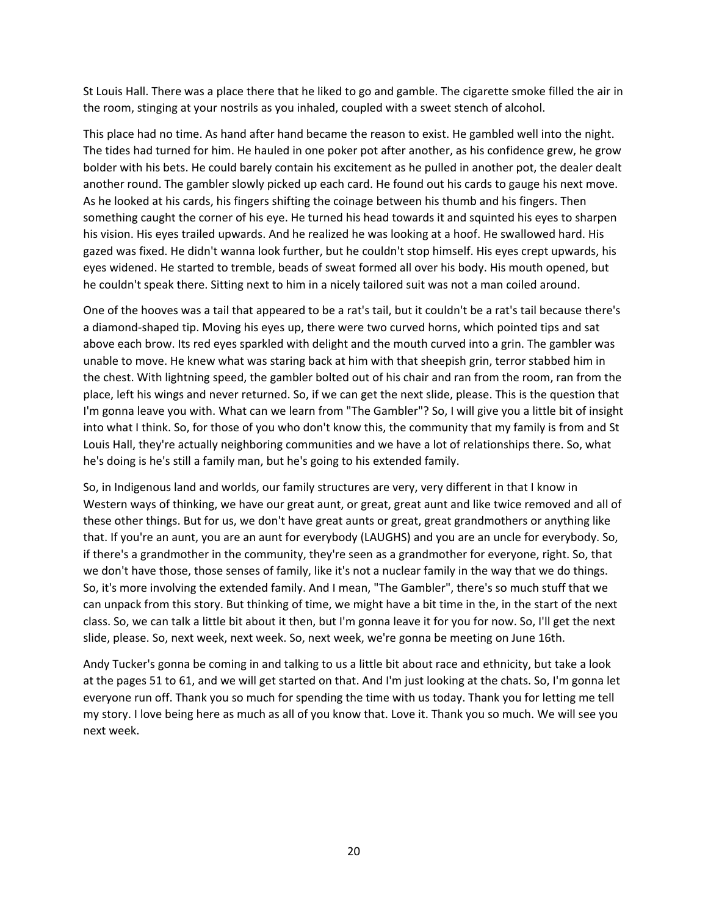St Louis Hall. There was a place there that he liked to go and gamble. The cigarette smoke filled the air in the room, stinging at your nostrils as you inhaled, coupled with a sweet stench of alcohol.

This place had no time. As hand after hand became the reason to exist. He gambled well into the night. The tides had turned for him. He hauled in one poker pot after another, as his confidence grew, he grow bolder with his bets. He could barely contain his excitement as he pulled in another pot, the dealer dealt another round. The gambler slowly picked up each card. He found out his cards to gauge his next move. As he looked at his cards, his fingers shifting the coinage between his thumb and his fingers. Then something caught the corner of his eye. He turned his head towards it and squinted his eyes to sharpen his vision. His eyes trailed upwards. And he realized he was looking at a hoof. He swallowed hard. His gazed was fixed. He didn't wanna look further, but he couldn't stop himself. His eyes crept upwards, his eyes widened. He started to tremble, beads of sweat formed all over his body. His mouth opened, but he couldn't speak there. Sitting next to him in a nicely tailored suit was not a man coiled around.

One of the hooves was a tail that appeared to be a rat's tail, but it couldn't be a rat's tail because there's a diamond-shaped tip. Moving his eyes up, there were two curved horns, which pointed tips and sat above each brow. Its red eyes sparkled with delight and the mouth curved into a grin. The gambler was unable to move. He knew what was staring back at him with that sheepish grin, terror stabbed him in the chest. With lightning speed, the gambler bolted out of his chair and ran from the room, ran from the place, left his wings and never returned. So, if we can get the next slide, please. This is the question that I'm gonna leave you with. What can we learn from "The Gambler"? So, I will give you a little bit of insight into what I think. So, for those of you who don't know this, the community that my family is from and St Louis Hall, they're actually neighboring communities and we have a lot of relationships there. So, what he's doing is he's still a family man, but he's going to his extended family.

So, in Indigenous land and worlds, our family structures are very, very different in that I know in Western ways of thinking, we have our great aunt, or great, great aunt and like twice removed and all of these other things. But for us, we don't have great aunts or great, great grandmothers or anything like that. If you're an aunt, you are an aunt for everybody (LAUGHS) and you are an uncle for everybody. So, if there's a grandmother in the community, they're seen as a grandmother for everyone, right. So, that we don't have those, those senses of family, like it's not a nuclear family in the way that we do things. So, it's more involving the extended family. And I mean, "The Gambler", there's so much stuff that we can unpack from this story. But thinking of time, we might have a bit time in the, in the start of the next class. So, we can talk a little bit about it then, but I'm gonna leave it for you for now. So, I'll get the next slide, please. So, next week, next week. So, next week, we're gonna be meeting on June 16th.

Andy Tucker's gonna be coming in and talking to us a little bit about race and ethnicity, but take a look at the pages 51 to 61, and we will get started on that. And I'm just looking at the chats. So, I'm gonna let everyone run off. Thank you so much for spending the time with us today. Thank you for letting me tell my story. I love being here as much as all of you know that. Love it. Thank you so much. We will see you next week.